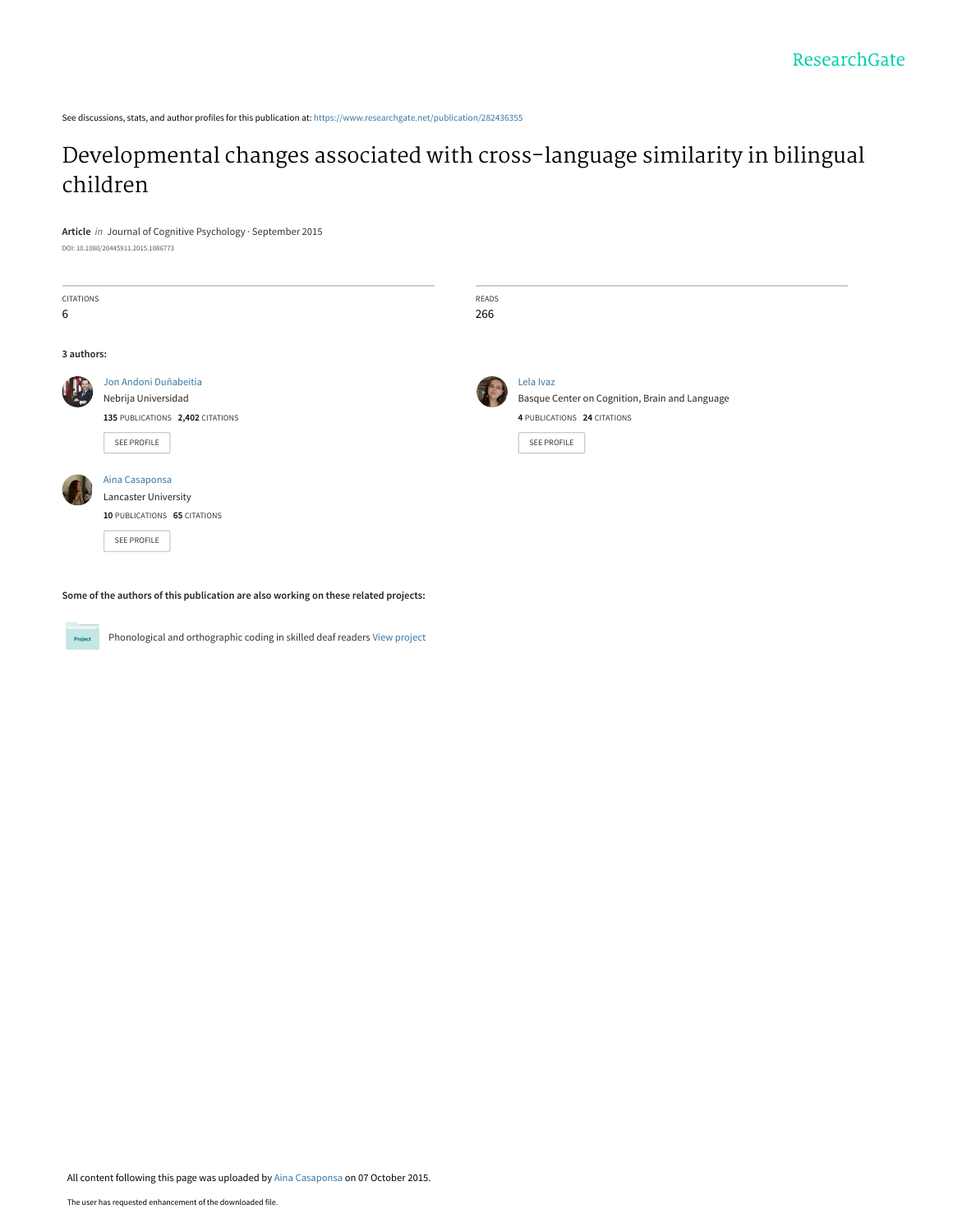ResearchGate

See discussions, stats, and author profiles for this publication at: https://www.researchgate.net/publication/282436355

# Developmental changes associated with cross-language similarity in bilingual children

**Article** *in* Journal of Cognitive Psychology · September 2015

DOI: 10.1080/20445911.2015.1086773

| CITATIONS | READS |
| --- | --- |
| 6 | 266 |

**3 authors:**

**Jon Andoni Duñabeitia**
Nebrija Universidad
**135** PUBLICATIONS **2,402** CITATIONS
SEE PROFILE

**Lela Ivaz**
Basque Center on Cognition, Brain and Language
**4** PUBLICATIONS **24** CITATIONS
SEE PROFILE

**Aina Casaponsa**
Lancaster University
**10** PUBLICATIONS **65** CITATIONS
SEE PROFILE

**Some of the authors of this publication are also working on these related projects:**

Project: Phonological and orthographic coding in skilled deaf readers View project

All content following this page was uploaded by Aina Casaponsa on 07 October 2015.

The user has requested enhancement of the downloaded file.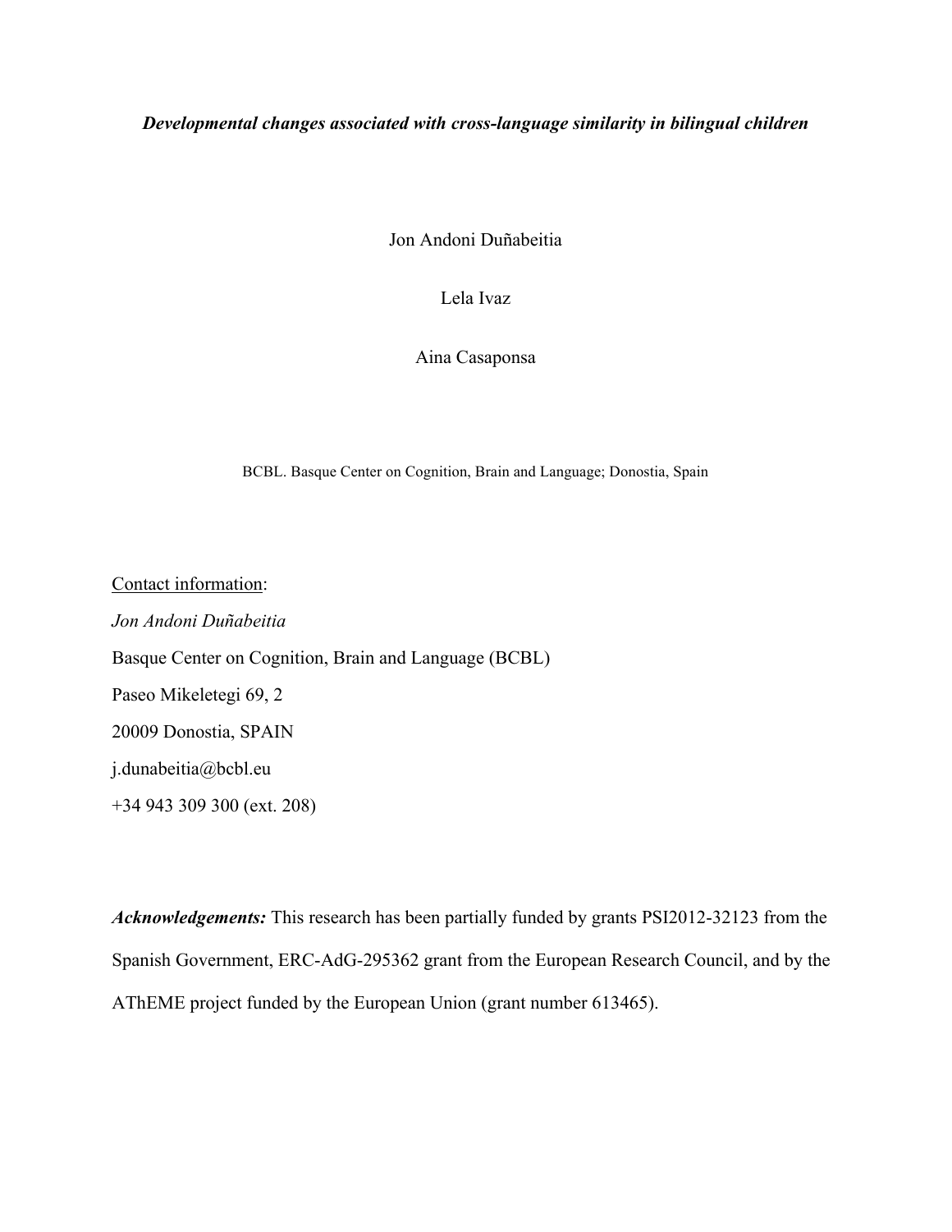***Developmental changes associated with cross-language similarity in bilingual children***

Jon Andoni Duñabeitia

Lela Ivaz

Aina Casaponsa

BCBL. Basque Center on Cognition, Brain and Language; Donostia, Spain

Contact information:

*Jon Andoni Duñabeitia*

Basque Center on Cognition, Brain and Language (BCBL)

Paseo Mikeletegi 69, 2

20009 Donostia, SPAIN

j.dunabeitia@bcbl.eu

+34 943 309 300 (ext. 208)

***Acknowledgements:*** This research has been partially funded by grants PSI2012-32123 from the Spanish Government, ERC-AdG-295362 grant from the European Research Council, and by the AThEME project funded by the European Union (grant number 613465).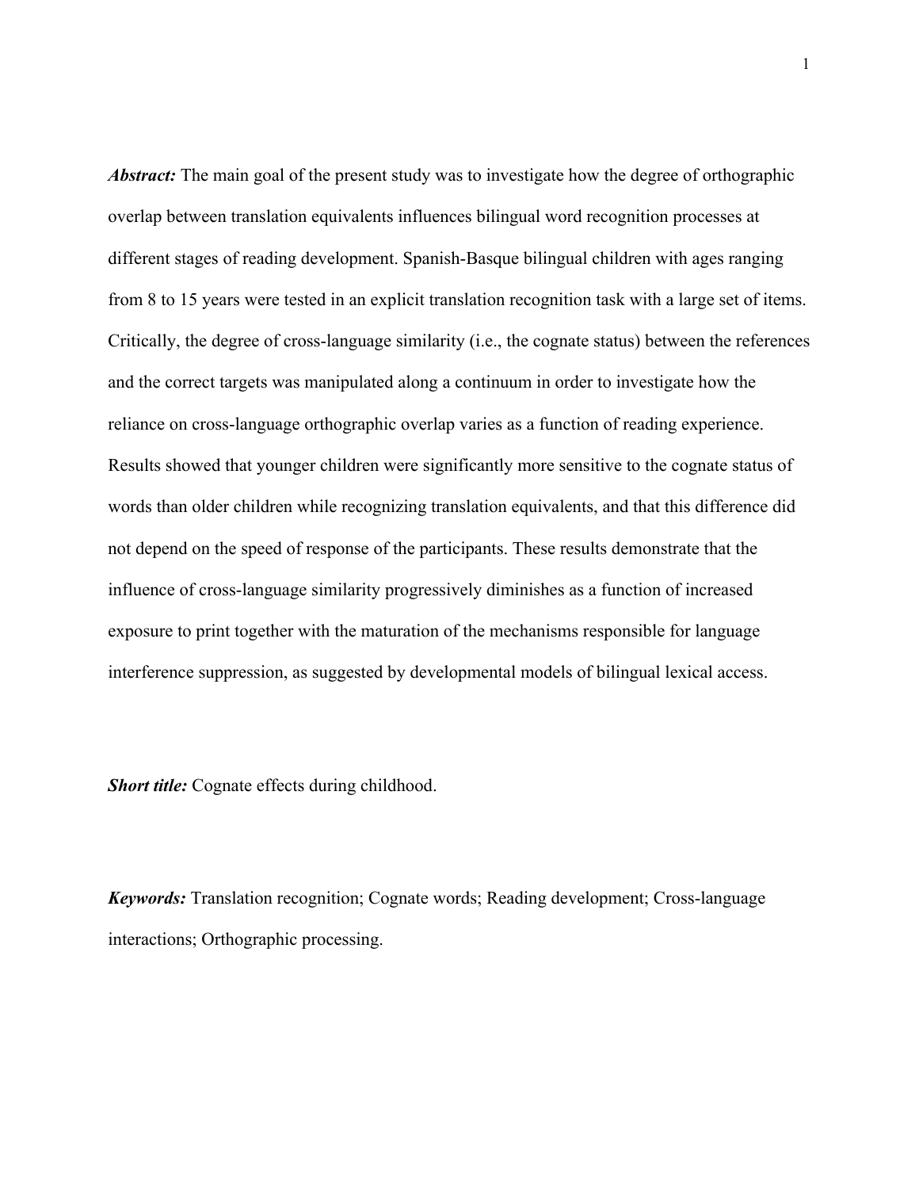***Abstract:*** The main goal of the present study was to investigate how the degree of orthographic overlap between translation equivalents influences bilingual word recognition processes at different stages of reading development. Spanish-Basque bilingual children with ages ranging from 8 to 15 years were tested in an explicit translation recognition task with a large set of items. Critically, the degree of cross-language similarity (i.e., the cognate status) between the references and the correct targets was manipulated along a continuum in order to investigate how the reliance on cross-language orthographic overlap varies as a function of reading experience. Results showed that younger children were significantly more sensitive to the cognate status of words than older children while recognizing translation equivalents, and that this difference did not depend on the speed of response of the participants. These results demonstrate that the influence of cross-language similarity progressively diminishes as a function of increased exposure to print together with the maturation of the mechanisms responsible for language interference suppression, as suggested by developmental models of bilingual lexical access.

***Short title:*** Cognate effects during childhood.

***Keywords:*** Translation recognition; Cognate words; Reading development; Cross-language interactions; Orthographic processing.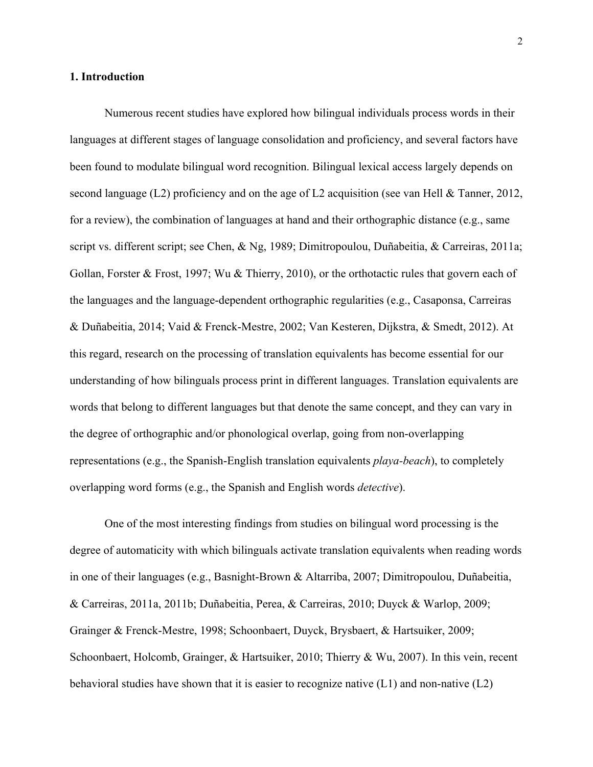## 1. Introduction

Numerous recent studies have explored how bilingual individuals process words in their languages at different stages of language consolidation and proficiency, and several factors have been found to modulate bilingual word recognition. Bilingual lexical access largely depends on second language (L2) proficiency and on the age of L2 acquisition (see van Hell & Tanner, 2012, for a review), the combination of languages at hand and their orthographic distance (e.g., same script vs. different script; see Chen, & Ng, 1989; Dimitropoulou, Duñabeitia, & Carreiras, 2011a; Gollan, Forster & Frost, 1997; Wu & Thierry, 2010), or the orthotactic rules that govern each of the languages and the language-dependent orthographic regularities (e.g., Casaponsa, Carreiras & Duñabeitia, 2014; Vaid & Frenck-Mestre, 2002; Van Kesteren, Dijkstra, & Smedt, 2012). At this regard, research on the processing of translation equivalents has become essential for our understanding of how bilinguals process print in different languages. Translation equivalents are words that belong to different languages but that denote the same concept, and they can vary in the degree of orthographic and/or phonological overlap, going from non-overlapping representations (e.g., the Spanish-English translation equivalents *playa-beach*), to completely overlapping word forms (e.g., the Spanish and English words *detective*).

One of the most interesting findings from studies on bilingual word processing is the degree of automaticity with which bilinguals activate translation equivalents when reading words in one of their languages (e.g., Basnight-Brown & Altarriba, 2007; Dimitropoulou, Duñabeitia, & Carreiras, 2011a, 2011b; Duñabeitia, Perea, & Carreiras, 2010; Duyck & Warlop, 2009; Grainger & Frenck-Mestre, 1998; Schoonbaert, Duyck, Brysbaert, & Hartsuiker, 2009; Schoonbaert, Holcomb, Grainger, & Hartsuiker, 2010; Thierry & Wu, 2007). In this vein, recent behavioral studies have shown that it is easier to recognize native (L1) and non-native (L2)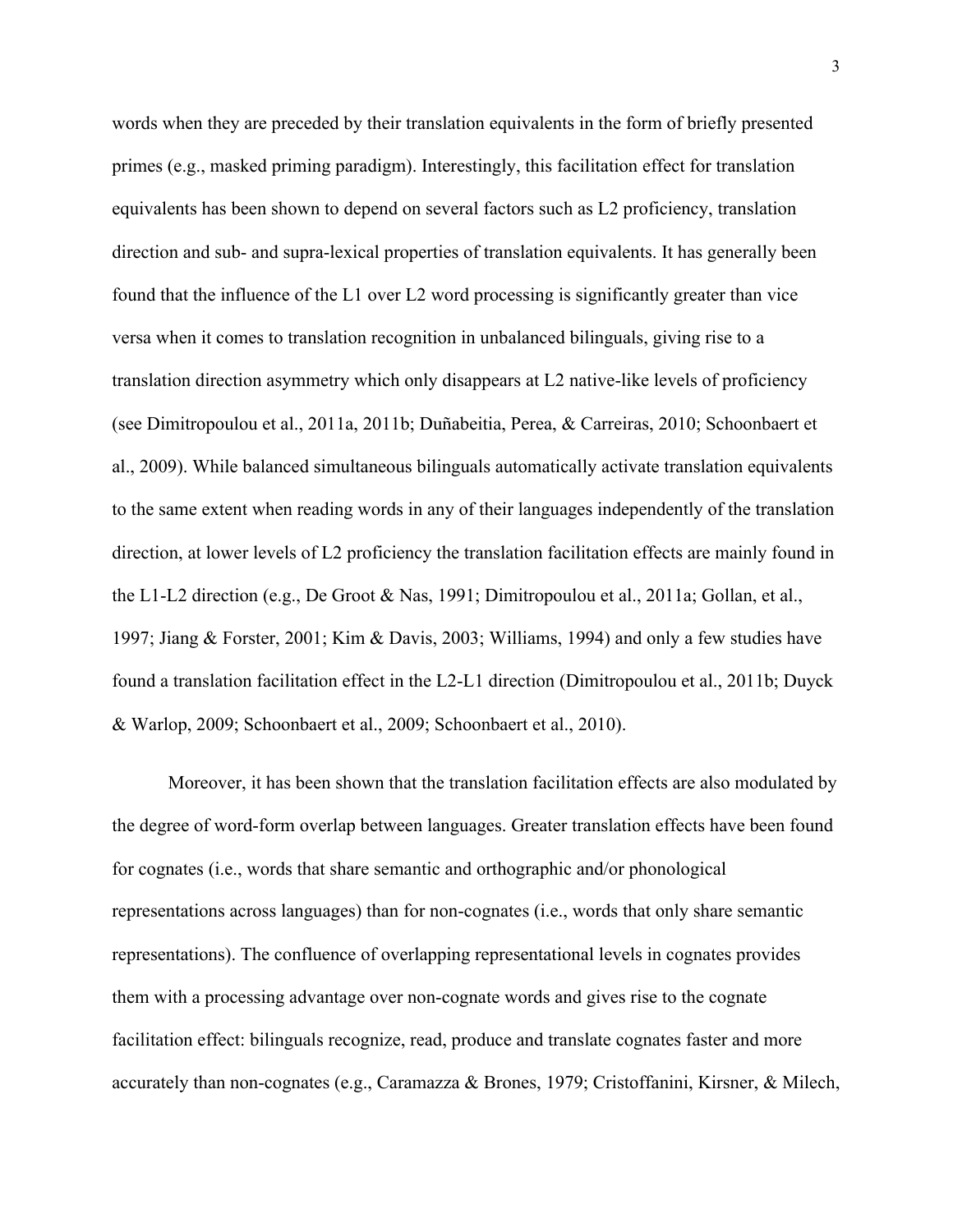words when they are preceded by their translation equivalents in the form of briefly presented primes (e.g., masked priming paradigm). Interestingly, this facilitation effect for translation equivalents has been shown to depend on several factors such as L2 proficiency, translation direction and sub- and supra-lexical properties of translation equivalents. It has generally been found that the influence of the L1 over L2 word processing is significantly greater than vice versa when it comes to translation recognition in unbalanced bilinguals, giving rise to a translation direction asymmetry which only disappears at L2 native-like levels of proficiency (see Dimitropoulou et al., 2011a, 2011b; Duñabeitia, Perea, & Carreiras, 2010; Schoonbaert et al., 2009). While balanced simultaneous bilinguals automatically activate translation equivalents to the same extent when reading words in any of their languages independently of the translation direction, at lower levels of L2 proficiency the translation facilitation effects are mainly found in the L1-L2 direction (e.g., De Groot & Nas, 1991; Dimitropoulou et al., 2011a; Gollan, et al., 1997; Jiang & Forster, 2001; Kim & Davis, 2003; Williams, 1994) and only a few studies have found a translation facilitation effect in the L2-L1 direction (Dimitropoulou et al., 2011b; Duyck & Warlop, 2009; Schoonbaert et al., 2009; Schoonbaert et al., 2010).

Moreover, it has been shown that the translation facilitation effects are also modulated by the degree of word-form overlap between languages. Greater translation effects have been found for cognates (i.e., words that share semantic and orthographic and/or phonological representations across languages) than for non-cognates (i.e., words that only share semantic representations). The confluence of overlapping representational levels in cognates provides them with a processing advantage over non-cognate words and gives rise to the cognate facilitation effect: bilinguals recognize, read, produce and translate cognates faster and more accurately than non-cognates (e.g., Caramazza & Brones, 1979; Cristoffanini, Kirsner, & Milech,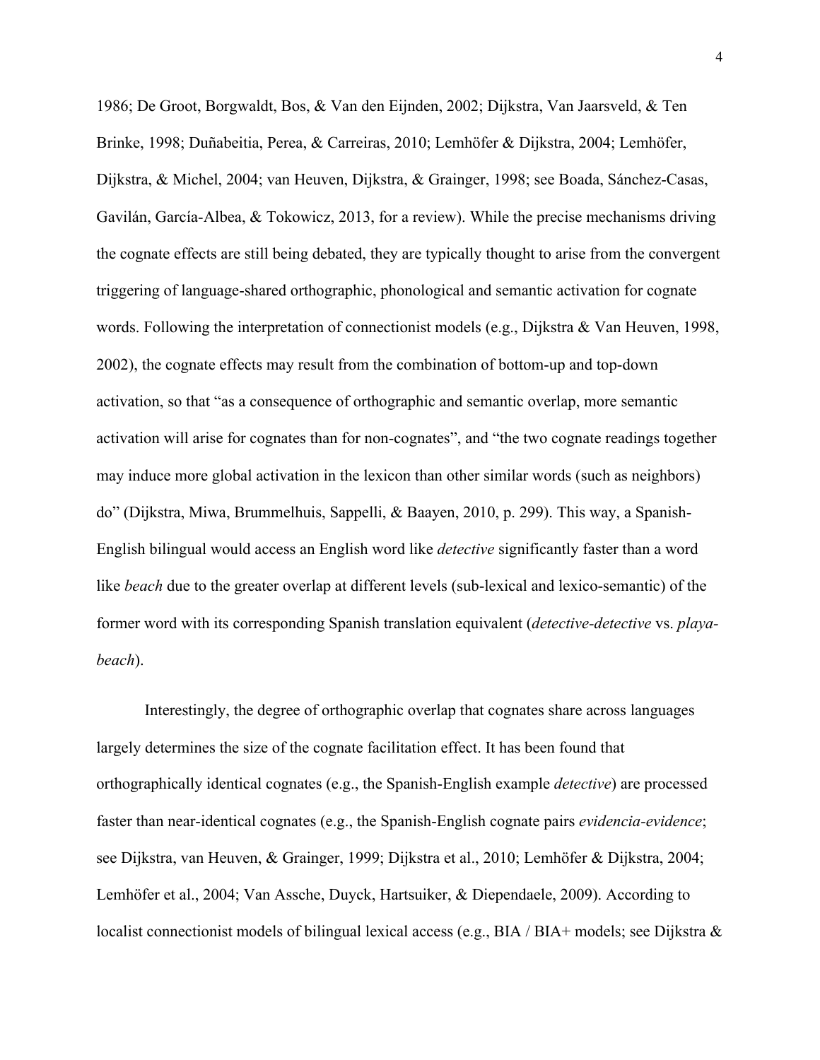1986; De Groot, Borgwaldt, Bos, & Van den Eijnden, 2002; Dijkstra, Van Jaarsveld, & Ten Brinke, 1998; Duñabeitia, Perea, & Carreiras, 2010; Lemhöfer & Dijkstra, 2004; Lemhöfer, Dijkstra, & Michel, 2004; van Heuven, Dijkstra, & Grainger, 1998; see Boada, Sánchez-Casas, Gavilán, García-Albea, & Tokowicz, 2013, for a review). While the precise mechanisms driving the cognate effects are still being debated, they are typically thought to arise from the convergent triggering of language-shared orthographic, phonological and semantic activation for cognate words. Following the interpretation of connectionist models (e.g., Dijkstra & Van Heuven, 1998, 2002), the cognate effects may result from the combination of bottom-up and top-down activation, so that "as a consequence of orthographic and semantic overlap, more semantic activation will arise for cognates than for non-cognates", and "the two cognate readings together may induce more global activation in the lexicon than other similar words (such as neighbors) do" (Dijkstra, Miwa, Brummelhuis, Sappelli, & Baayen, 2010, p. 299). This way, a Spanish-English bilingual would access an English word like *detective* significantly faster than a word like *beach* due to the greater overlap at different levels (sub-lexical and lexico-semantic) of the former word with its corresponding Spanish translation equivalent (*detective-detective* vs. *playa-beach*).

Interestingly, the degree of orthographic overlap that cognates share across languages largely determines the size of the cognate facilitation effect. It has been found that orthographically identical cognates (e.g., the Spanish-English example *detective*) are processed faster than near-identical cognates (e.g., the Spanish-English cognate pairs *evidencia-evidence*; see Dijkstra, van Heuven, & Grainger, 1999; Dijkstra et al., 2010; Lemhöfer & Dijkstra, 2004; Lemhöfer et al., 2004; Van Assche, Duyck, Hartsuiker, & Diependaele, 2009). According to localist connectionist models of bilingual lexical access (e.g., BIA / BIA+ models; see Dijkstra &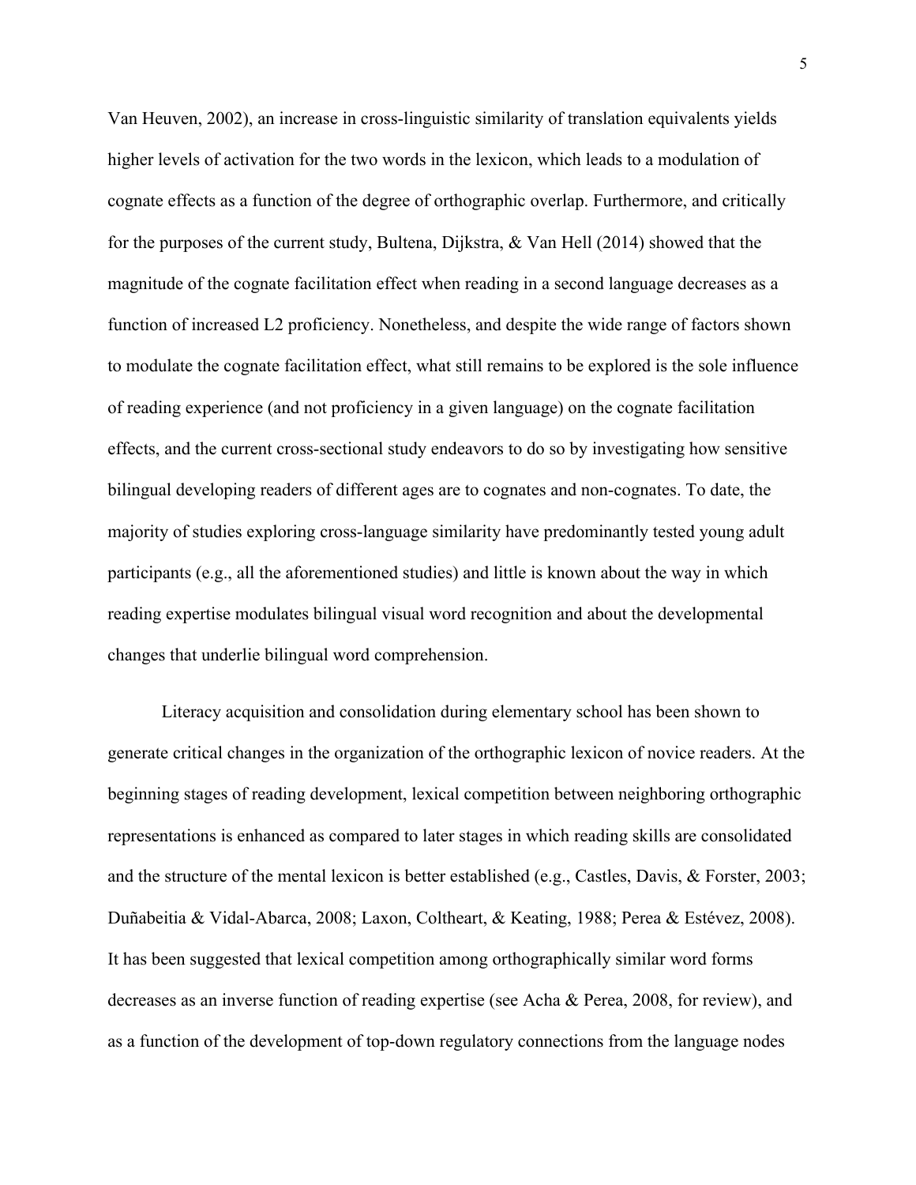Van Heuven, 2002), an increase in cross-linguistic similarity of translation equivalents yields higher levels of activation for the two words in the lexicon, which leads to a modulation of cognate effects as a function of the degree of orthographic overlap. Furthermore, and critically for the purposes of the current study, Bultena, Dijkstra, & Van Hell (2014) showed that the magnitude of the cognate facilitation effect when reading in a second language decreases as a function of increased L2 proficiency. Nonetheless, and despite the wide range of factors shown to modulate the cognate facilitation effect, what still remains to be explored is the sole influence of reading experience (and not proficiency in a given language) on the cognate facilitation effects, and the current cross-sectional study endeavors to do so by investigating how sensitive bilingual developing readers of different ages are to cognates and non-cognates. To date, the majority of studies exploring cross-language similarity have predominantly tested young adult participants (e.g., all the aforementioned studies) and little is known about the way in which reading expertise modulates bilingual visual word recognition and about the developmental changes that underlie bilingual word comprehension.

Literacy acquisition and consolidation during elementary school has been shown to generate critical changes in the organization of the orthographic lexicon of novice readers. At the beginning stages of reading development, lexical competition between neighboring orthographic representations is enhanced as compared to later stages in which reading skills are consolidated and the structure of the mental lexicon is better established (e.g., Castles, Davis, & Forster, 2003; Duñabeitia & Vidal-Abarca, 2008; Laxon, Coltheart, & Keating, 1988; Perea & Estévez, 2008). It has been suggested that lexical competition among orthographically similar word forms decreases as an inverse function of reading expertise (see Acha & Perea, 2008, for review), and as a function of the development of top-down regulatory connections from the language nodes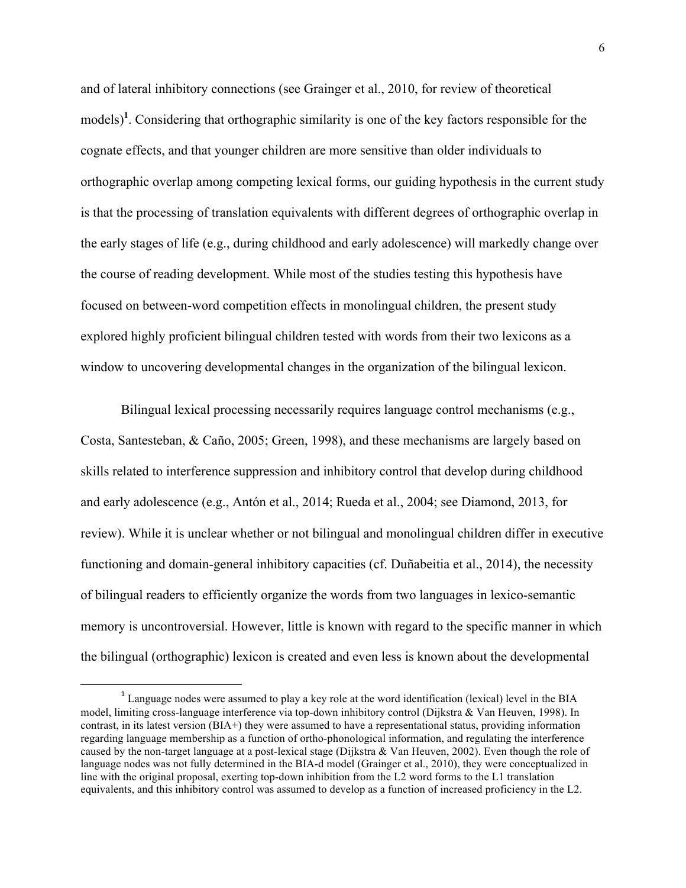and of lateral inhibitory connections (see Grainger et al., 2010, for review of theoretical models)[1]. Considering that orthographic similarity is one of the key factors responsible for the cognate effects, and that younger children are more sensitive than older individuals to orthographic overlap among competing lexical forms, our guiding hypothesis in the current study is that the processing of translation equivalents with different degrees of orthographic overlap in the early stages of life (e.g., during childhood and early adolescence) will markedly change over the course of reading development. While most of the studies testing this hypothesis have focused on between-word competition effects in monolingual children, the present study explored highly proficient bilingual children tested with words from their two lexicons as a window to uncovering developmental changes in the organization of the bilingual lexicon.

Bilingual lexical processing necessarily requires language control mechanisms (e.g., Costa, Santesteban, & Caño, 2005; Green, 1998), and these mechanisms are largely based on skills related to interference suppression and inhibitory control that develop during childhood and early adolescence (e.g., Antón et al., 2014; Rueda et al., 2004; see Diamond, 2013, for review). While it is unclear whether or not bilingual and monolingual children differ in executive functioning and domain-general inhibitory capacities (cf. Duñabeitia et al., 2014), the necessity of bilingual readers to efficiently organize the words from two languages in lexico-semantic memory is uncontroversial. However, little is known with regard to the specific manner in which the bilingual (orthographic) lexicon is created and even less is known about the developmental

[1] Language nodes were assumed to play a key role at the word identification (lexical) level in the BIA model, limiting cross-language interference via top-down inhibitory control (Dijkstra & Van Heuven, 1998). In contrast, in its latest version (BIA+) they were assumed to have a representational status, providing information regarding language membership as a function of ortho-phonological information, and regulating the interference caused by the non-target language at a post-lexical stage (Dijkstra & Van Heuven, 2002). Even though the role of language nodes was not fully determined in the BIA-d model (Grainger et al., 2010), they were conceptualized in line with the original proposal, exerting top-down inhibition from the L2 word forms to the L1 translation equivalents, and this inhibitory control was assumed to develop as a function of increased proficiency in the L2.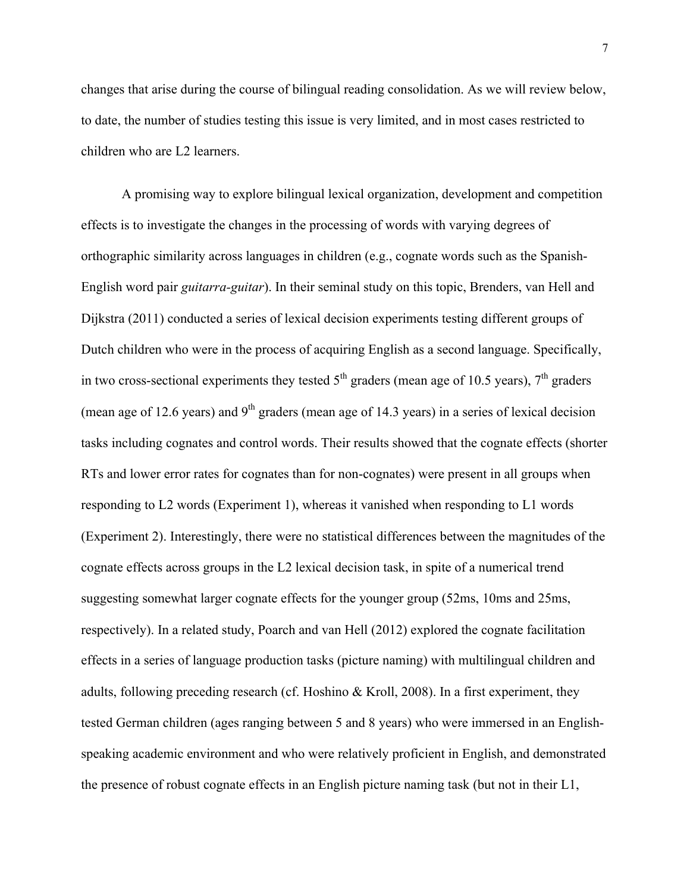changes that arise during the course of bilingual reading consolidation. As we will review below, to date, the number of studies testing this issue is very limited, and in most cases restricted to children who are L2 learners.

A promising way to explore bilingual lexical organization, development and competition effects is to investigate the changes in the processing of words with varying degrees of orthographic similarity across languages in children (e.g., cognate words such as the Spanish-English word pair *guitarra-guitar*). In their seminal study on this topic, Brenders, van Hell and Dijkstra (2011) conducted a series of lexical decision experiments testing different groups of Dutch children who were in the process of acquiring English as a second language. Specifically, in two cross-sectional experiments they tested 5th graders (mean age of 10.5 years), 7th graders (mean age of 12.6 years) and 9th graders (mean age of 14.3 years) in a series of lexical decision tasks including cognates and control words. Their results showed that the cognate effects (shorter RTs and lower error rates for cognates than for non-cognates) were present in all groups when responding to L2 words (Experiment 1), whereas it vanished when responding to L1 words (Experiment 2). Interestingly, there were no statistical differences between the magnitudes of the cognate effects across groups in the L2 lexical decision task, in spite of a numerical trend suggesting somewhat larger cognate effects for the younger group (52ms, 10ms and 25ms, respectively). In a related study, Poarch and van Hell (2012) explored the cognate facilitation effects in a series of language production tasks (picture naming) with multilingual children and adults, following preceding research (cf. Hoshino & Kroll, 2008). In a first experiment, they tested German children (ages ranging between 5 and 8 years) who were immersed in an English-speaking academic environment and who were relatively proficient in English, and demonstrated the presence of robust cognate effects in an English picture naming task (but not in their L1,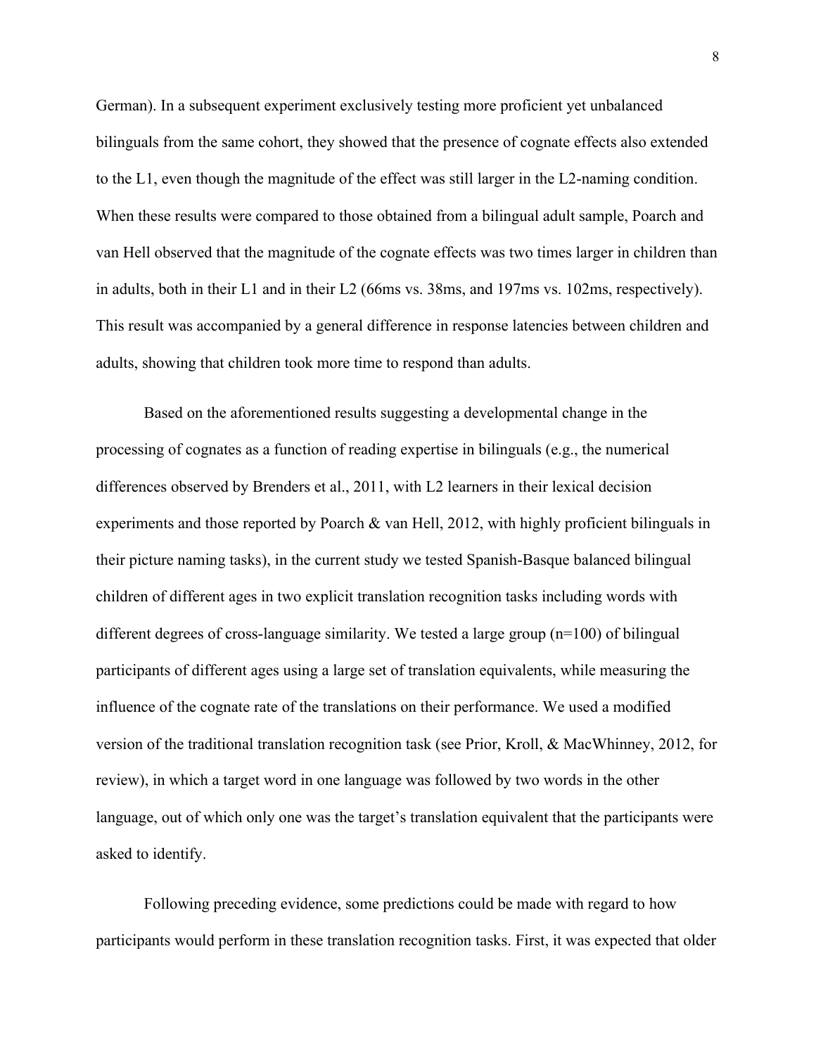German). In a subsequent experiment exclusively testing more proficient yet unbalanced bilinguals from the same cohort, they showed that the presence of cognate effects also extended to the L1, even though the magnitude of the effect was still larger in the L2-naming condition. When these results were compared to those obtained from a bilingual adult sample, Poarch and van Hell observed that the magnitude of the cognate effects was two times larger in children than in adults, both in their L1 and in their L2 (66ms vs. 38ms, and 197ms vs. 102ms, respectively). This result was accompanied by a general difference in response latencies between children and adults, showing that children took more time to respond than adults.

Based on the aforementioned results suggesting a developmental change in the processing of cognates as a function of reading expertise in bilinguals (e.g., the numerical differences observed by Brenders et al., 2011, with L2 learners in their lexical decision experiments and those reported by Poarch & van Hell, 2012, with highly proficient bilinguals in their picture naming tasks), in the current study we tested Spanish-Basque balanced bilingual children of different ages in two explicit translation recognition tasks including words with different degrees of cross-language similarity. We tested a large group (n=100) of bilingual participants of different ages using a large set of translation equivalents, while measuring the influence of the cognate rate of the translations on their performance. We used a modified version of the traditional translation recognition task (see Prior, Kroll, & MacWhinney, 2012, for review), in which a target word in one language was followed by two words in the other language, out of which only one was the target's translation equivalent that the participants were asked to identify.

Following preceding evidence, some predictions could be made with regard to how participants would perform in these translation recognition tasks. First, it was expected that older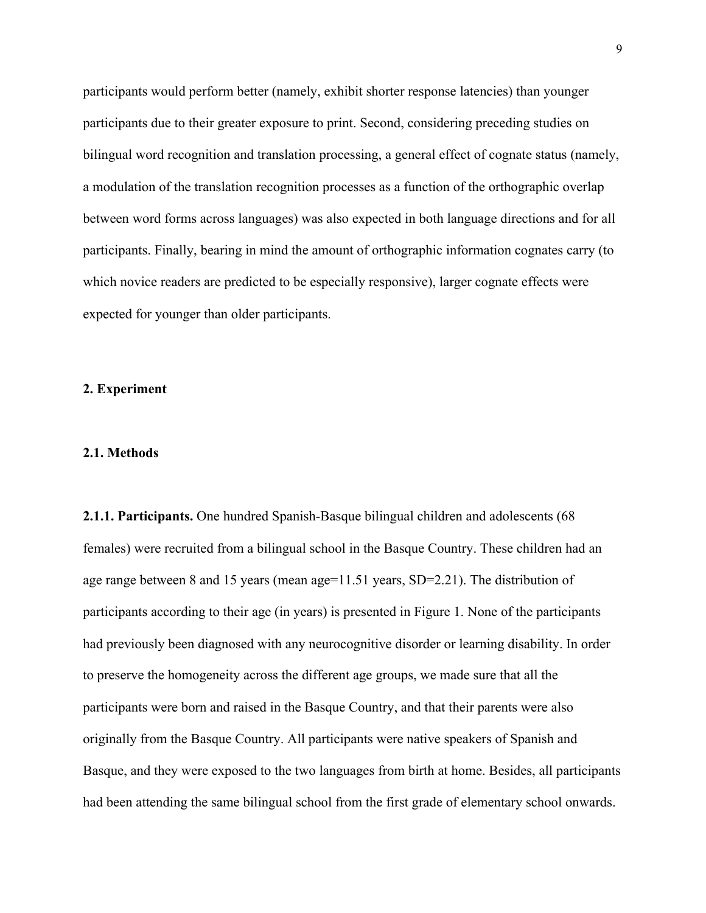participants would perform better (namely, exhibit shorter response latencies) than younger participants due to their greater exposure to print. Second, considering preceding studies on bilingual word recognition and translation processing, a general effect of cognate status (namely, a modulation of the translation recognition processes as a function of the orthographic overlap between word forms across languages) was also expected in both language directions and for all participants. Finally, bearing in mind the amount of orthographic information cognates carry (to which novice readers are predicted to be especially responsive), larger cognate effects were expected for younger than older participants.

## 2. Experiment

### 2.1. Methods

**2.1.1. Participants.** One hundred Spanish-Basque bilingual children and adolescents (68 females) were recruited from a bilingual school in the Basque Country. These children had an age range between 8 and 15 years (mean age=11.51 years, SD=2.21). The distribution of participants according to their age (in years) is presented in Figure 1. None of the participants had previously been diagnosed with any neurocognitive disorder or learning disability. In order to preserve the homogeneity across the different age groups, we made sure that all the participants were born and raised in the Basque Country, and that their parents were also originally from the Basque Country. All participants were native speakers of Spanish and Basque, and they were exposed to the two languages from birth at home. Besides, all participants had been attending the same bilingual school from the first grade of elementary school onwards.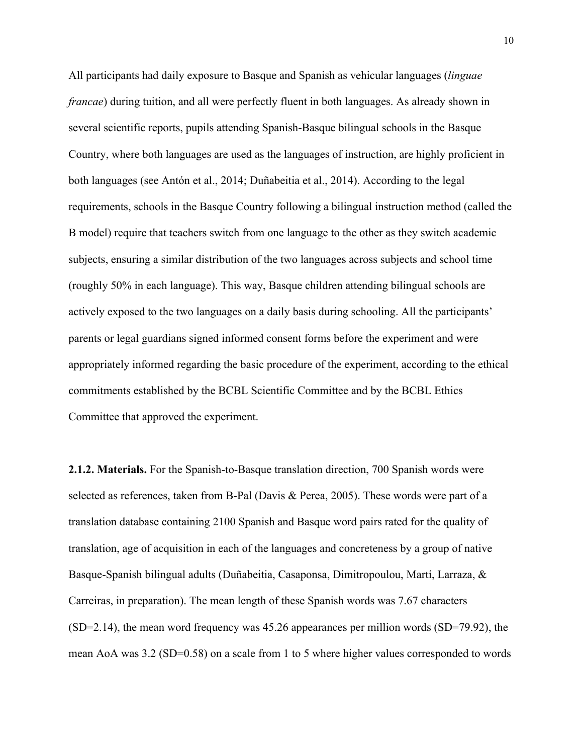All participants had daily exposure to Basque and Spanish as vehicular languages (*linguae francae*) during tuition, and all were perfectly fluent in both languages. As already shown in several scientific reports, pupils attending Spanish-Basque bilingual schools in the Basque Country, where both languages are used as the languages of instruction, are highly proficient in both languages (see Antón et al., 2014; Duñabeitia et al., 2014). According to the legal requirements, schools in the Basque Country following a bilingual instruction method (called the B model) require that teachers switch from one language to the other as they switch academic subjects, ensuring a similar distribution of the two languages across subjects and school time (roughly 50% in each language). This way, Basque children attending bilingual schools are actively exposed to the two languages on a daily basis during schooling. All the participants' parents or legal guardians signed informed consent forms before the experiment and were appropriately informed regarding the basic procedure of the experiment, according to the ethical commitments established by the BCBL Scientific Committee and by the BCBL Ethics Committee that approved the experiment.

**2.1.2. Materials.** For the Spanish-to-Basque translation direction, 700 Spanish words were selected as references, taken from B-Pal (Davis & Perea, 2005). These words were part of a translation database containing 2100 Spanish and Basque word pairs rated for the quality of translation, age of acquisition in each of the languages and concreteness by a group of native Basque-Spanish bilingual adults (Duñabeitia, Casaponsa, Dimitropoulou, Martí, Larraza, & Carreiras, in preparation). The mean length of these Spanish words was 7.67 characters (SD=2.14), the mean word frequency was 45.26 appearances per million words (SD=79.92), the mean AoA was 3.2 (SD=0.58) on a scale from 1 to 5 where higher values corresponded to words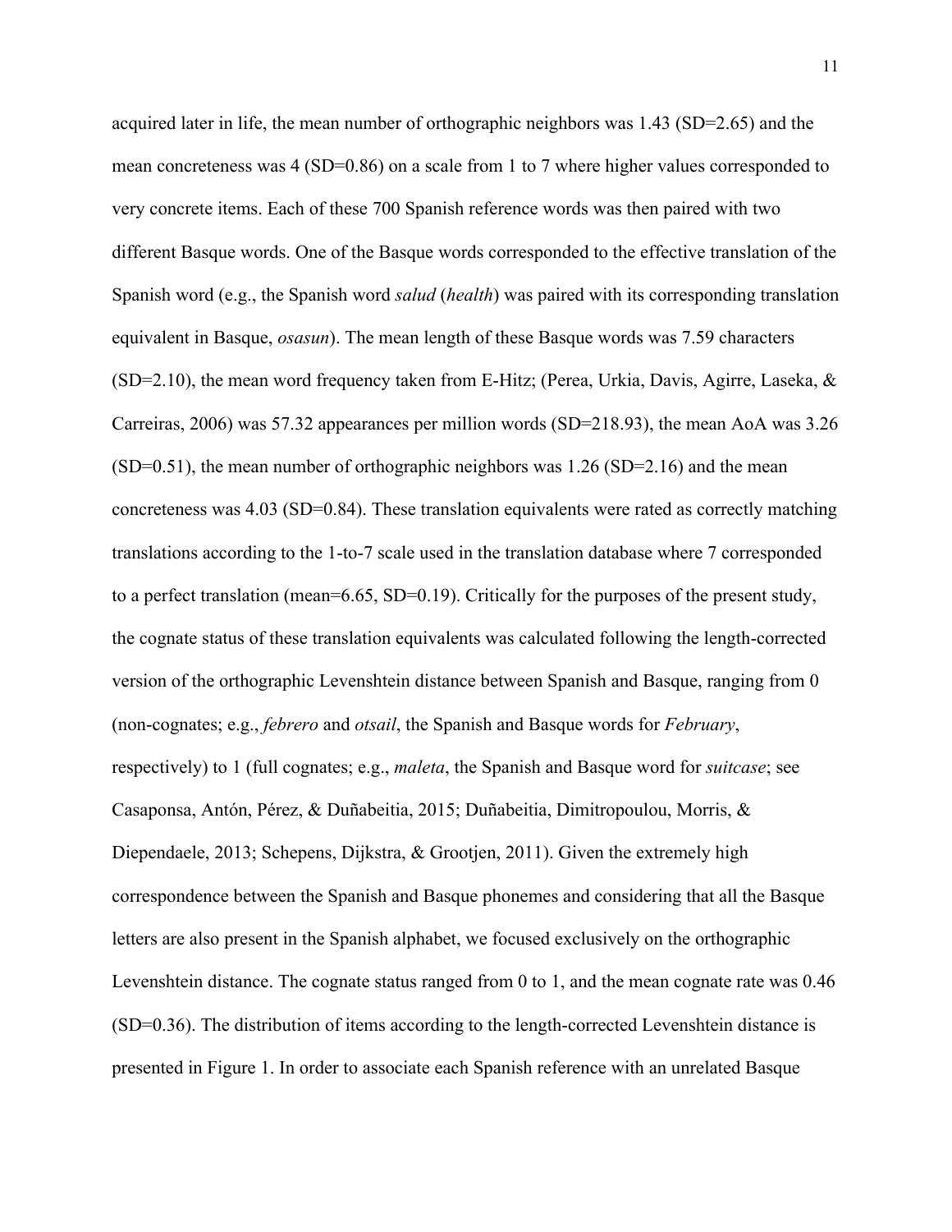acquired later in life, the mean number of orthographic neighbors was 1.43 (SD=2.65) and the mean concreteness was 4 (SD=0.86) on a scale from 1 to 7 where higher values corresponded to very concrete items. Each of these 700 Spanish reference words was then paired with two different Basque words. One of the Basque words corresponded to the effective translation of the Spanish word (e.g., the Spanish word *salud* (*health*) was paired with its corresponding translation equivalent in Basque, *osasun*). The mean length of these Basque words was 7.59 characters (SD=2.10), the mean word frequency taken from E-Hitz; (Perea, Urkia, Davis, Agirre, Laseka, & Carreiras, 2006) was 57.32 appearances per million words (SD=218.93), the mean AoA was 3.26 (SD=0.51), the mean number of orthographic neighbors was 1.26 (SD=2.16) and the mean concreteness was 4.03 (SD=0.84). These translation equivalents were rated as correctly matching translations according to the 1-to-7 scale used in the translation database where 7 corresponded to a perfect translation (mean=6.65, SD=0.19). Critically for the purposes of the present study, the cognate status of these translation equivalents was calculated following the length-corrected version of the orthographic Levenshtein distance between Spanish and Basque, ranging from 0 (non-cognates; e.g., *febrero* and *otsail*, the Spanish and Basque words for *February*, respectively) to 1 (full cognates; e.g., *maleta*, the Spanish and Basque word for *suitcase*; see Casaponsa, Antón, Pérez, & Duñabeitia, 2015; Duñabeitia, Dimitropoulou, Morris, & Diependaele, 2013; Schepens, Dijkstra, & Grootjen, 2011). Given the extremely high correspondence between the Spanish and Basque phonemes and considering that all the Basque letters are also present in the Spanish alphabet, we focused exclusively on the orthographic Levenshtein distance. The cognate status ranged from 0 to 1, and the mean cognate rate was 0.46 (SD=0.36). The distribution of items according to the length-corrected Levenshtein distance is presented in Figure 1. In order to associate each Spanish reference with an unrelated Basque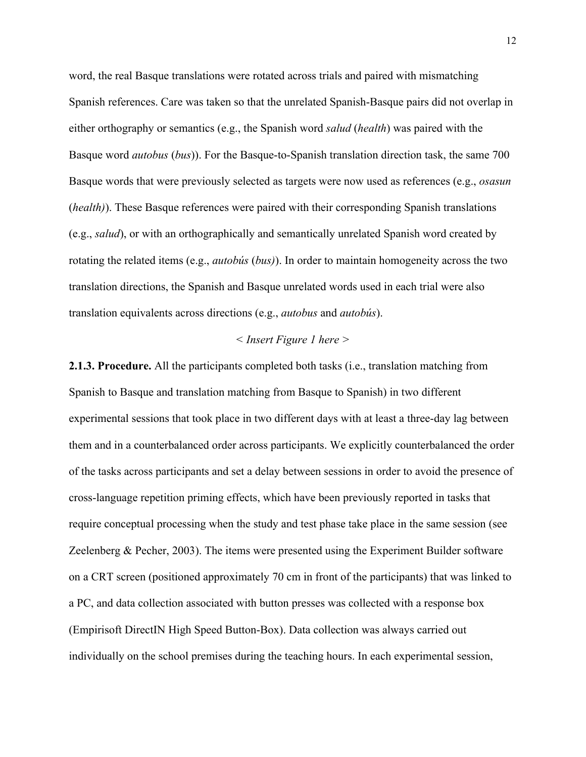word, the real Basque translations were rotated across trials and paired with mismatching Spanish references. Care was taken so that the unrelated Spanish-Basque pairs did not overlap in either orthography or semantics (e.g., the Spanish word *salud* (*health*) was paired with the Basque word *autobus* (*bus*)). For the Basque-to-Spanish translation direction task, the same 700 Basque words that were previously selected as targets were now used as references (e.g., *osasun* (*health)*). These Basque references were paired with their corresponding Spanish translations (e.g., *salud*), or with an orthographically and semantically unrelated Spanish word created by rotating the related items (e.g., *autobús* (*bus)*). In order to maintain homogeneity across the two translation directions, the Spanish and Basque unrelated words used in each trial were also translation equivalents across directions (e.g., *autobus* and *autobús*).

*< Insert Figure 1 here >*

**2.1.3. Procedure.** All the participants completed both tasks (i.e., translation matching from Spanish to Basque and translation matching from Basque to Spanish) in two different experimental sessions that took place in two different days with at least a three-day lag between them and in a counterbalanced order across participants. We explicitly counterbalanced the order of the tasks across participants and set a delay between sessions in order to avoid the presence of cross-language repetition priming effects, which have been previously reported in tasks that require conceptual processing when the study and test phase take place in the same session (see Zeelenberg & Pecher, 2003). The items were presented using the Experiment Builder software on a CRT screen (positioned approximately 70 cm in front of the participants) that was linked to a PC, and data collection associated with button presses was collected with a response box (Empirisoft DirectIN High Speed Button-Box). Data collection was always carried out individually on the school premises during the teaching hours. In each experimental session,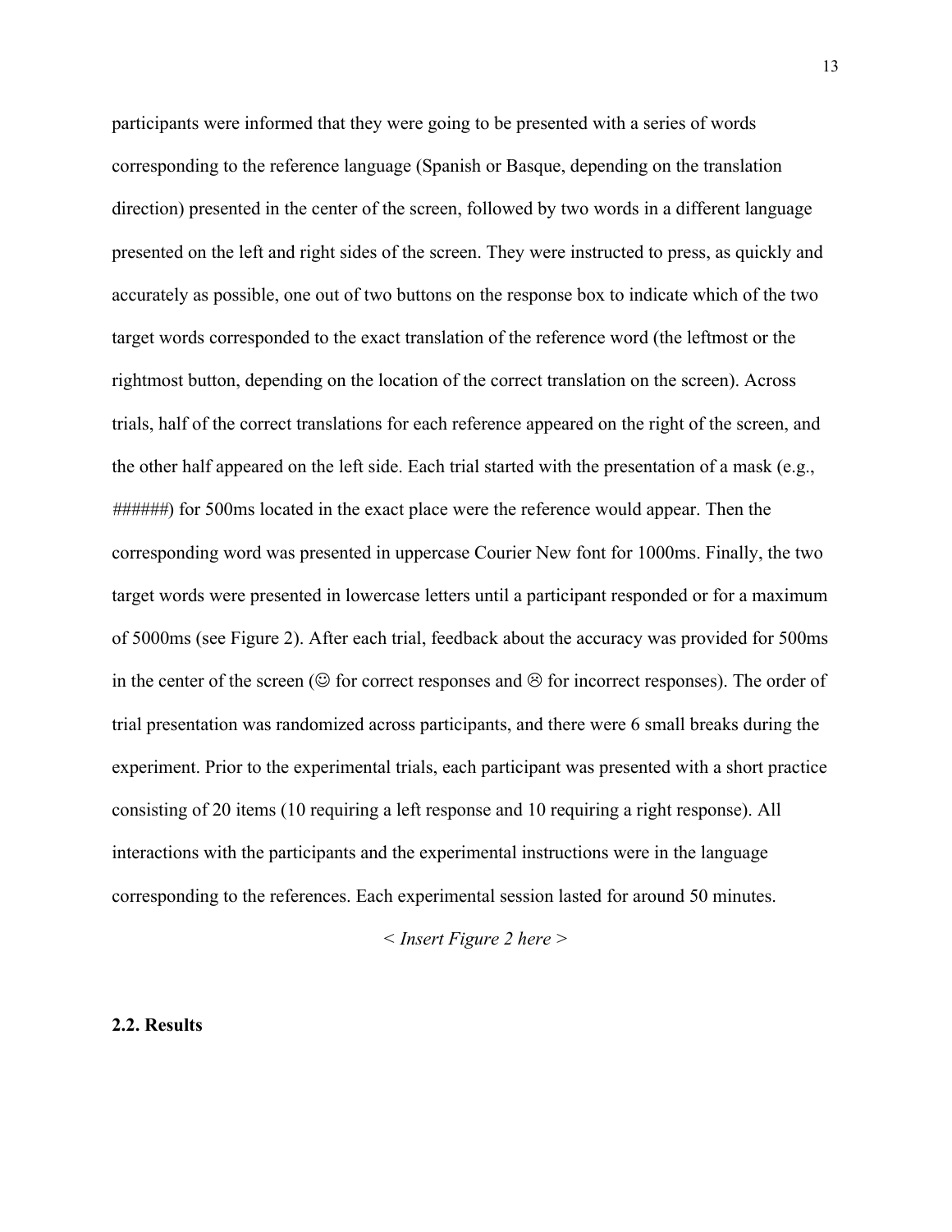participants were informed that they were going to be presented with a series of words corresponding to the reference language (Spanish or Basque, depending on the translation direction) presented in the center of the screen, followed by two words in a different language presented on the left and right sides of the screen. They were instructed to press, as quickly and accurately as possible, one out of two buttons on the response box to indicate which of the two target words corresponded to the exact translation of the reference word (the leftmost or the rightmost button, depending on the location of the correct translation on the screen). Across trials, half of the correct translations for each reference appeared on the right of the screen, and the other half appeared on the left side. Each trial started with the presentation of a mask (e.g., ######) for 500ms located in the exact place were the reference would appear. Then the corresponding word was presented in uppercase Courier New font for 1000ms. Finally, the two target words were presented in lowercase letters until a participant responded or for a maximum of 5000ms (see Figure 2). After each trial, feedback about the accuracy was provided for 500ms in the center of the screen (☺ for correct responses and ☹ for incorrect responses). The order of trial presentation was randomized across participants, and there were 6 small breaks during the experiment. Prior to the experimental trials, each participant was presented with a short practice consisting of 20 items (10 requiring a left response and 10 requiring a right response). All interactions with the participants and the experimental instructions were in the language corresponding to the references. Each experimental session lasted for around 50 minutes.

*< Insert Figure 2 here >*

**2.2. Results**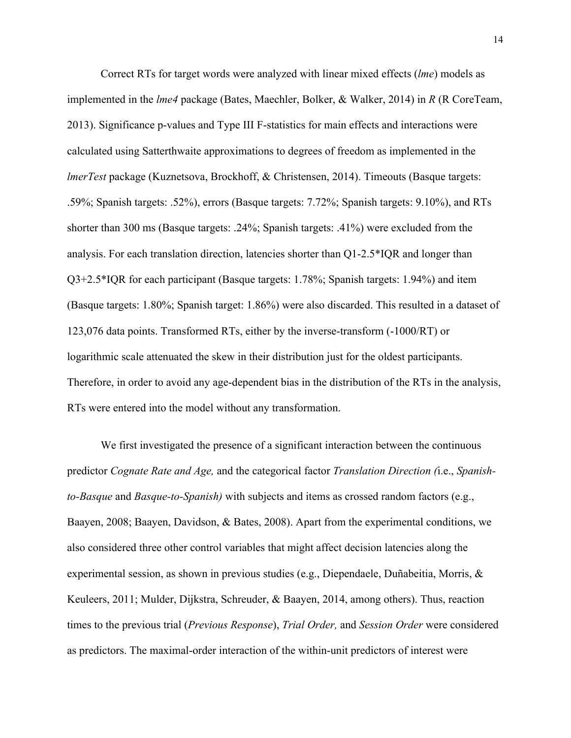Correct RTs for target words were analyzed with linear mixed effects (*lme*) models as implemented in the *lme4* package (Bates, Maechler, Bolker, & Walker, 2014) in *R* (R CoreTeam, 2013). Significance p-values and Type III F-statistics for main effects and interactions were calculated using Satterthwaite approximations to degrees of freedom as implemented in the *lmerTest* package (Kuznetsova, Brockhoff, & Christensen, 2014). Timeouts (Basque targets: .59%; Spanish targets: .52%), errors (Basque targets: 7.72%; Spanish targets: 9.10%), and RTs shorter than 300 ms (Basque targets: .24%; Spanish targets: .41%) were excluded from the analysis. For each translation direction, latencies shorter than Q1-2.5*IQR and longer than Q3+2.5*IQR for each participant (Basque targets: 1.78%; Spanish targets: 1.94%) and item (Basque targets: 1.80%; Spanish target: 1.86%) were also discarded. This resulted in a dataset of 123,076 data points. Transformed RTs, either by the inverse-transform (-1000/RT) or logarithmic scale attenuated the skew in their distribution just for the oldest participants. Therefore, in order to avoid any age-dependent bias in the distribution of the RTs in the analysis, RTs were entered into the model without any transformation.

We first investigated the presence of a significant interaction between the continuous predictor *Cognate Rate and Age,* and the categorical factor *Translation Direction (*i.e., *Spanish-to-Basque* and *Basque-to-Spanish)* with subjects and items as crossed random factors (e.g., Baayen, 2008; Baayen, Davidson, & Bates, 2008). Apart from the experimental conditions, we also considered three other control variables that might affect decision latencies along the experimental session, as shown in previous studies (e.g., Diependaele, Duñabeitia, Morris, & Keuleers, 2011; Mulder, Dijkstra, Schreuder, & Baayen, 2014, among others). Thus, reaction times to the previous trial (*Previous Response*), *Trial Order,* and *Session Order* were considered as predictors. The maximal-order interaction of the within-unit predictors of interest were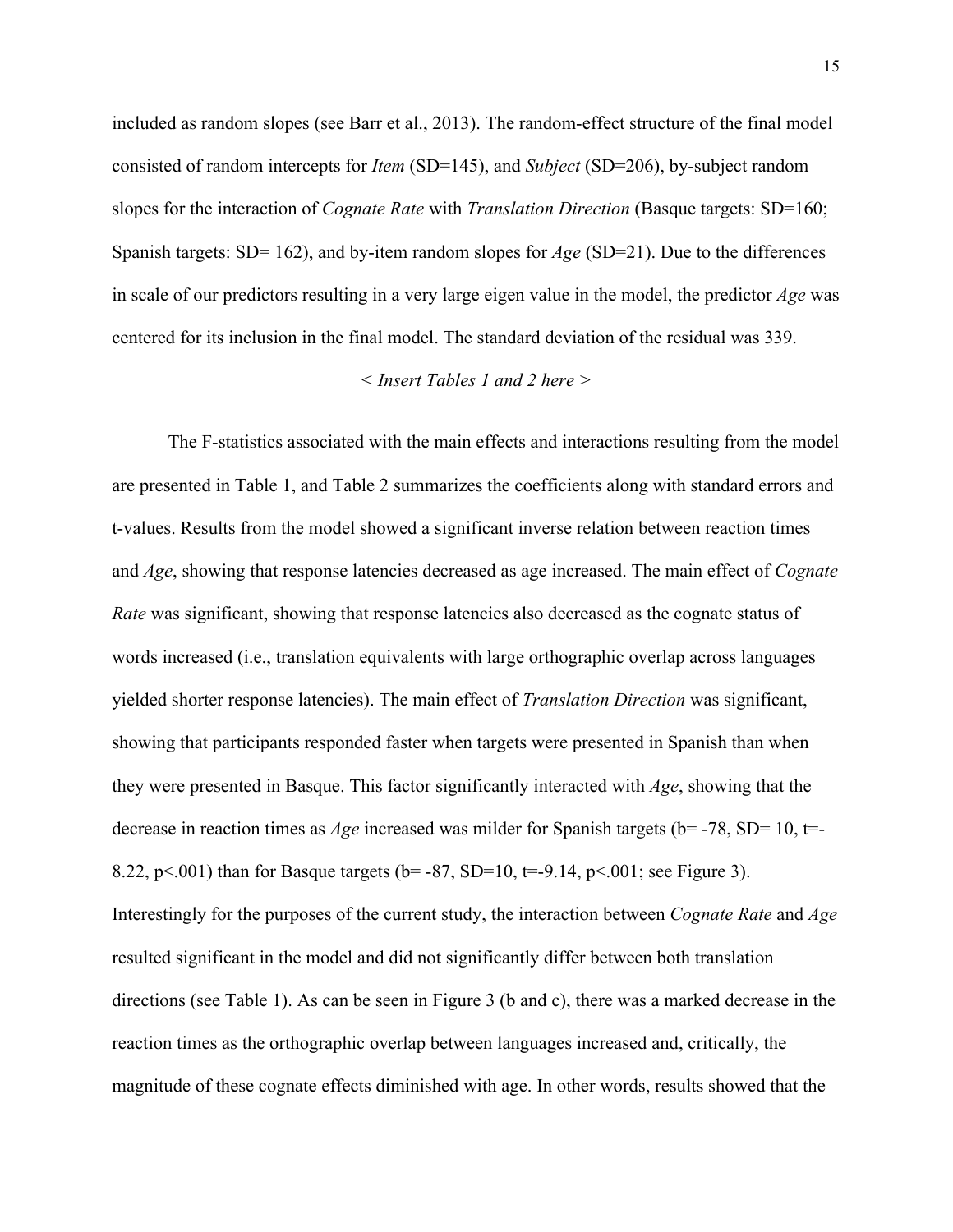included as random slopes (see Barr et al., 2013). The random-effect structure of the final model consisted of random intercepts for *Item* (SD=145), and *Subject* (SD=206), by-subject random slopes for the interaction of *Cognate Rate* with *Translation Direction* (Basque targets: SD=160; Spanish targets: SD= 162), and by-item random slopes for *Age* (SD=21). Due to the differences in scale of our predictors resulting in a very large eigen value in the model, the predictor *Age* was centered for its inclusion in the final model. The standard deviation of the residual was 339.

< *Insert Tables 1 and 2 here* >

The F-statistics associated with the main effects and interactions resulting from the model are presented in Table 1, and Table 2 summarizes the coefficients along with standard errors and t-values. Results from the model showed a significant inverse relation between reaction times and *Age*, showing that response latencies decreased as age increased. The main effect of *Cognate Rate* was significant, showing that response latencies also decreased as the cognate status of words increased (i.e., translation equivalents with large orthographic overlap across languages yielded shorter response latencies). The main effect of *Translation Direction* was significant, showing that participants responded faster when targets were presented in Spanish than when they were presented in Basque. This factor significantly interacted with *Age*, showing that the decrease in reaction times as *Age* increased was milder for Spanish targets (b= -78, SD= 10, t=-8.22, p<.001) than for Basque targets (b= -87, SD=10, t=-9.14, p<.001; see Figure 3). Interestingly for the purposes of the current study, the interaction between *Cognate Rate* and *Age* resulted significant in the model and did not significantly differ between both translation directions (see Table 1). As can be seen in Figure 3 (b and c), there was a marked decrease in the reaction times as the orthographic overlap between languages increased and, critically, the magnitude of these cognate effects diminished with age. In other words, results showed that the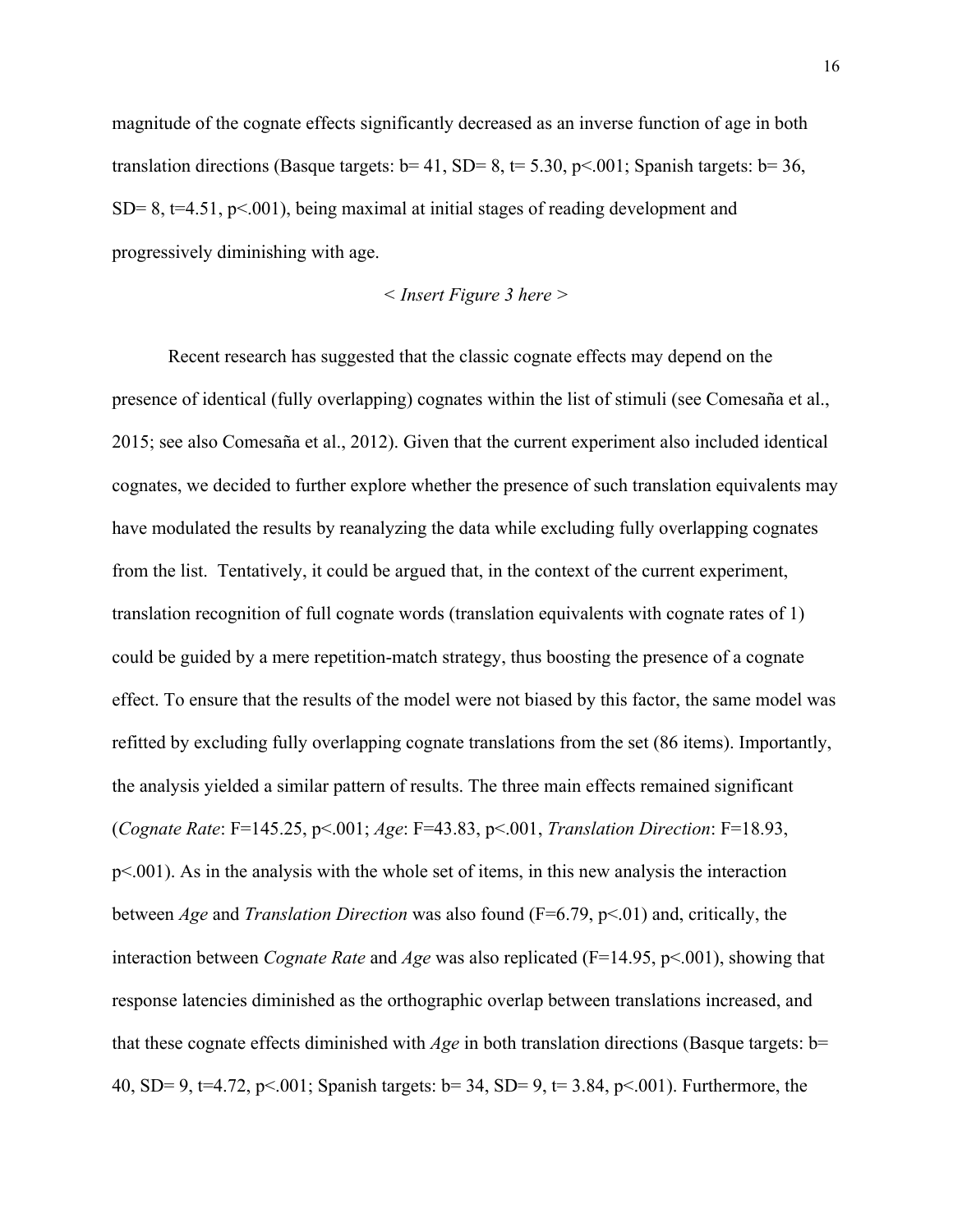magnitude of the cognate effects significantly decreased as an inverse function of age in both translation directions (Basque targets: b= 41, SD= 8, t= 5.30, p<.001; Spanish targets: b= 36, SD= 8, t=4.51, p<.001), being maximal at initial stages of reading development and progressively diminishing with age.

*< Insert Figure 3 here >*

Recent research has suggested that the classic cognate effects may depend on the presence of identical (fully overlapping) cognates within the list of stimuli (see Comesaña et al., 2015; see also Comesaña et al., 2012). Given that the current experiment also included identical cognates, we decided to further explore whether the presence of such translation equivalents may have modulated the results by reanalyzing the data while excluding fully overlapping cognates from the list. Tentatively, it could be argued that, in the context of the current experiment, translation recognition of full cognate words (translation equivalents with cognate rates of 1) could be guided by a mere repetition-match strategy, thus boosting the presence of a cognate effect. To ensure that the results of the model were not biased by this factor, the same model was refitted by excluding fully overlapping cognate translations from the set (86 items). Importantly, the analysis yielded a similar pattern of results. The three main effects remained significant (*Cognate Rate*: F=145.25, p<.001; *Age*: F=43.83, p<.001, *Translation Direction*: F=18.93, p<.001). As in the analysis with the whole set of items, in this new analysis the interaction between *Age* and *Translation Direction* was also found (F=6.79, p<.01) and, critically, the interaction between *Cognate Rate* and *Age* was also replicated (F=14.95, p<.001), showing that response latencies diminished as the orthographic overlap between translations increased, and that these cognate effects diminished with *Age* in both translation directions (Basque targets: b= 40, SD= 9, t=4.72, p<.001; Spanish targets: b= 34, SD= 9, t= 3.84, p<.001). Furthermore, the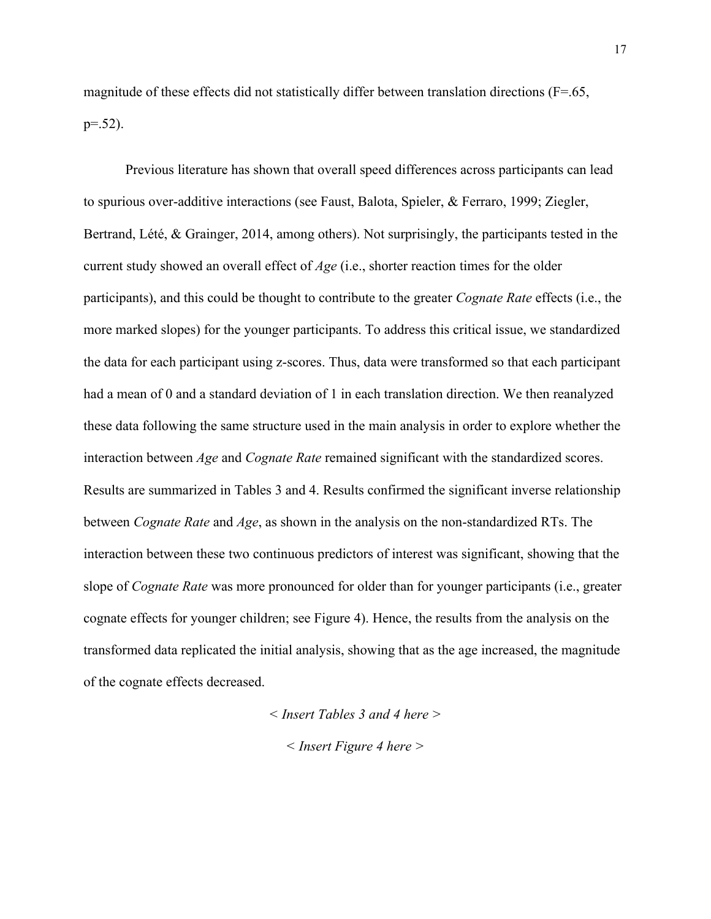magnitude of these effects did not statistically differ between translation directions ($F=.65$, $p=.52$).

Previous literature has shown that overall speed differences across participants can lead to spurious over-additive interactions (see Faust, Balota, Spieler, & Ferraro, 1999; Ziegler, Bertrand, Lété, & Grainger, 2014, among others). Not surprisingly, the participants tested in the current study showed an overall effect of *Age* (i.e., shorter reaction times for the older participants), and this could be thought to contribute to the greater *Cognate Rate* effects (i.e., the more marked slopes) for the younger participants. To address this critical issue, we standardized the data for each participant using z-scores. Thus, data were transformed so that each participant had a mean of 0 and a standard deviation of 1 in each translation direction. We then reanalyzed these data following the same structure used in the main analysis in order to explore whether the interaction between *Age* and *Cognate Rate* remained significant with the standardized scores. Results are summarized in Tables 3 and 4. Results confirmed the significant inverse relationship between *Cognate Rate* and *Age*, as shown in the analysis on the non-standardized RTs. The interaction between these two continuous predictors of interest was significant, showing that the slope of *Cognate Rate* was more pronounced for older than for younger participants (i.e., greater cognate effects for younger children; see Figure 4). Hence, the results from the analysis on the transformed data replicated the initial analysis, showing that as the age increased, the magnitude of the cognate effects decreased.

*< Insert Tables 3 and 4 here >*

*< Insert Figure 4 here >*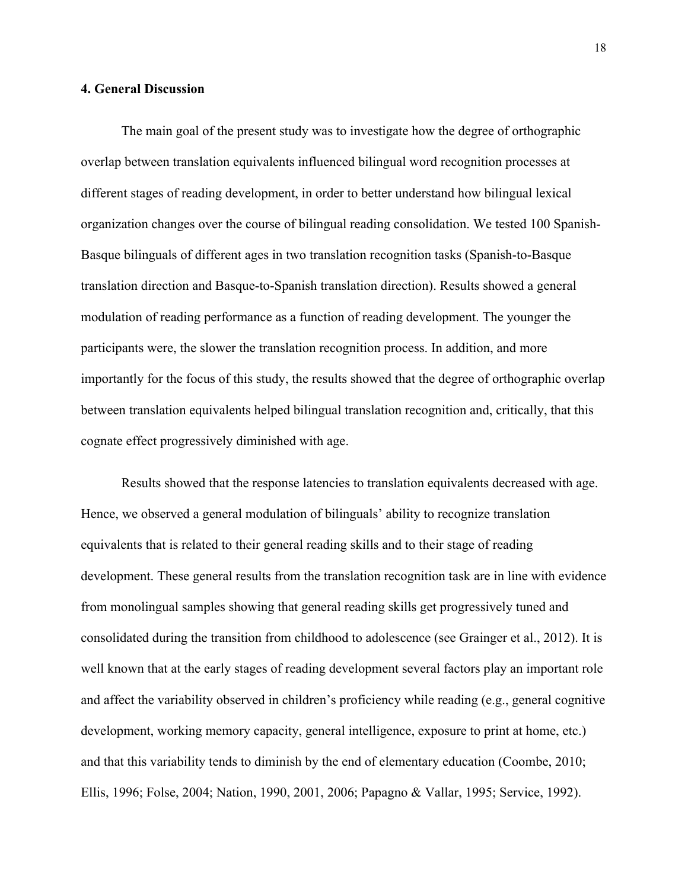## 4. General Discussion

The main goal of the present study was to investigate how the degree of orthographic overlap between translation equivalents influenced bilingual word recognition processes at different stages of reading development, in order to better understand how bilingual lexical organization changes over the course of bilingual reading consolidation. We tested 100 Spanish-Basque bilinguals of different ages in two translation recognition tasks (Spanish-to-Basque translation direction and Basque-to-Spanish translation direction). Results showed a general modulation of reading performance as a function of reading development. The younger the participants were, the slower the translation recognition process. In addition, and more importantly for the focus of this study, the results showed that the degree of orthographic overlap between translation equivalents helped bilingual translation recognition and, critically, that this cognate effect progressively diminished with age.

Results showed that the response latencies to translation equivalents decreased with age. Hence, we observed a general modulation of bilinguals' ability to recognize translation equivalents that is related to their general reading skills and to their stage of reading development. These general results from the translation recognition task are in line with evidence from monolingual samples showing that general reading skills get progressively tuned and consolidated during the transition from childhood to adolescence (see Grainger et al., 2012). It is well known that at the early stages of reading development several factors play an important role and affect the variability observed in children's proficiency while reading (e.g., general cognitive development, working memory capacity, general intelligence, exposure to print at home, etc.) and that this variability tends to diminish by the end of elementary education (Coombe, 2010; Ellis, 1996; Folse, 2004; Nation, 1990, 2001, 2006; Papagno & Vallar, 1995; Service, 1992).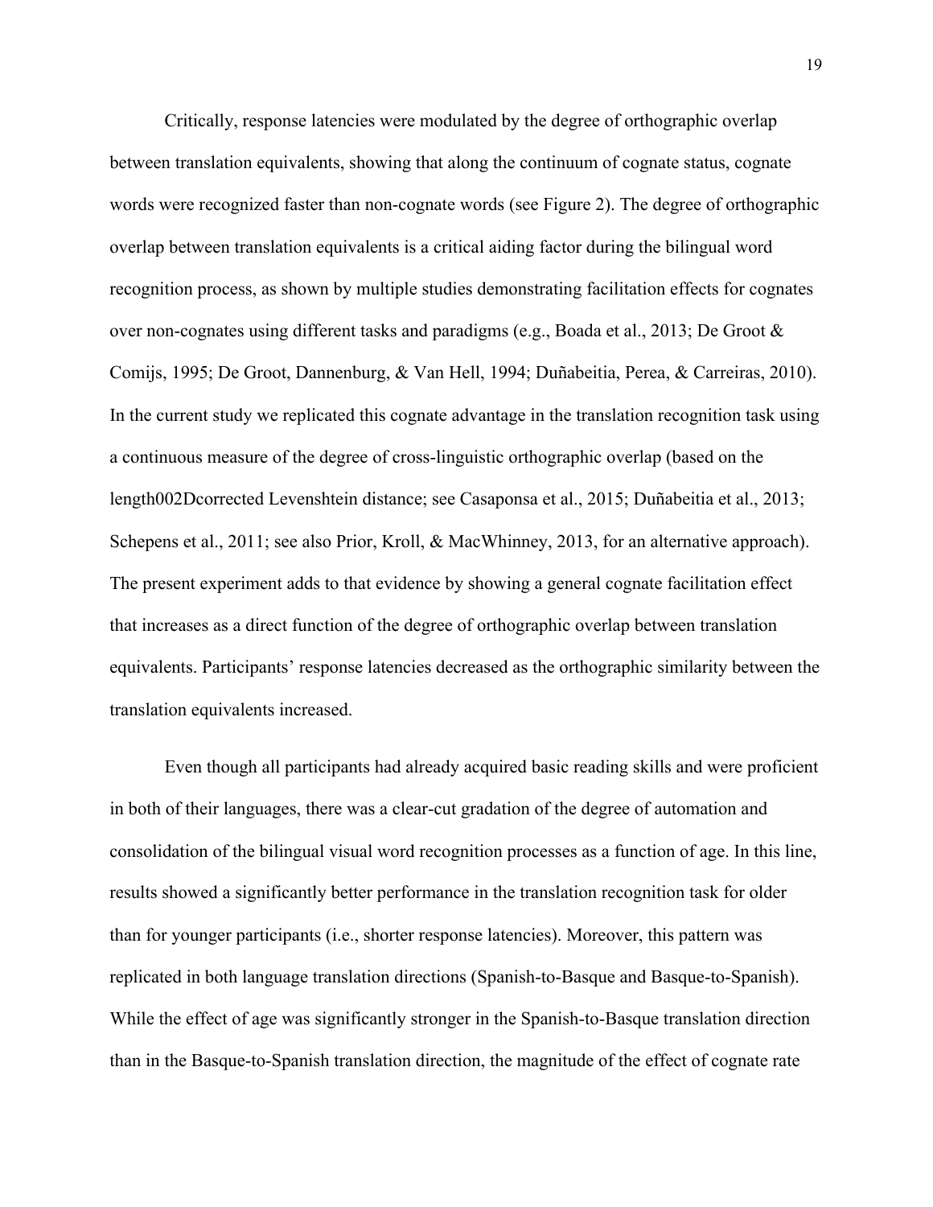Critically, response latencies were modulated by the degree of orthographic overlap between translation equivalents, showing that along the continuum of cognate status, cognate words were recognized faster than non-cognate words (see Figure 2). The degree of orthographic overlap between translation equivalents is a critical aiding factor during the bilingual word recognition process, as shown by multiple studies demonstrating facilitation effects for cognates over non-cognates using different tasks and paradigms (e.g., Boada et al., 2013; De Groot & Comijs, 1995; De Groot, Dannenburg, & Van Hell, 1994; Duñabeitia, Perea, & Carreiras, 2010). In the current study we replicated this cognate advantage in the translation recognition task using a continuous measure of the degree of cross-linguistic orthographic overlap (based on the length002Dcorrected Levenshtein distance; see Casaponsa et al., 2015; Duñabeitia et al., 2013; Schepens et al., 2011; see also Prior, Kroll, & MacWhinney, 2013, for an alternative approach). The present experiment adds to that evidence by showing a general cognate facilitation effect that increases as a direct function of the degree of orthographic overlap between translation equivalents. Participants' response latencies decreased as the orthographic similarity between the translation equivalents increased.

Even though all participants had already acquired basic reading skills and were proficient in both of their languages, there was a clear-cut gradation of the degree of automation and consolidation of the bilingual visual word recognition processes as a function of age. In this line, results showed a significantly better performance in the translation recognition task for older than for younger participants (i.e., shorter response latencies). Moreover, this pattern was replicated in both language translation directions (Spanish-to-Basque and Basque-to-Spanish). While the effect of age was significantly stronger in the Spanish-to-Basque translation direction than in the Basque-to-Spanish translation direction, the magnitude of the effect of cognate rate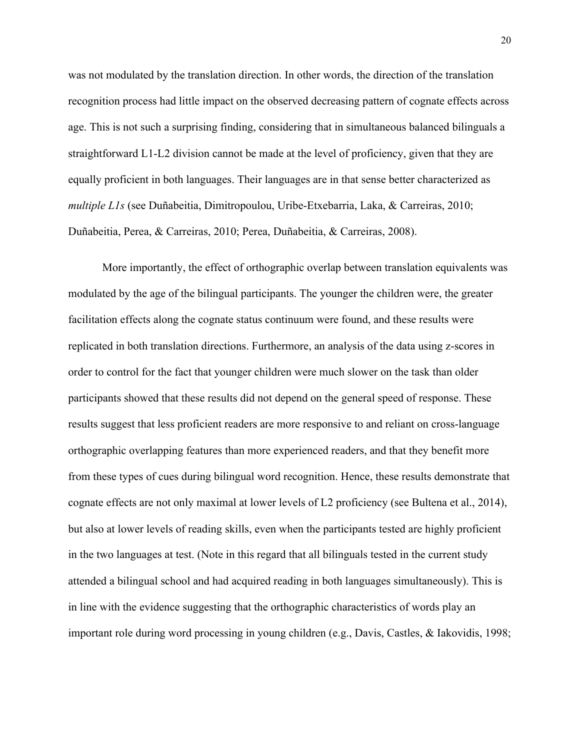was not modulated by the translation direction. In other words, the direction of the translation recognition process had little impact on the observed decreasing pattern of cognate effects across age. This is not such a surprising finding, considering that in simultaneous balanced bilinguals a straightforward L1-L2 division cannot be made at the level of proficiency, given that they are equally proficient in both languages. Their languages are in that sense better characterized as *multiple L1s* (see Duñabeitia, Dimitropoulou, Uribe-Etxebarria, Laka, & Carreiras, 2010; Duñabeitia, Perea, & Carreiras, 2010; Perea, Duñabeitia, & Carreiras, 2008).

More importantly, the effect of orthographic overlap between translation equivalents was modulated by the age of the bilingual participants. The younger the children were, the greater facilitation effects along the cognate status continuum were found, and these results were replicated in both translation directions. Furthermore, an analysis of the data using z-scores in order to control for the fact that younger children were much slower on the task than older participants showed that these results did not depend on the general speed of response. These results suggest that less proficient readers are more responsive to and reliant on cross-language orthographic overlapping features than more experienced readers, and that they benefit more from these types of cues during bilingual word recognition. Hence, these results demonstrate that cognate effects are not only maximal at lower levels of L2 proficiency (see Bultena et al., 2014), but also at lower levels of reading skills, even when the participants tested are highly proficient in the two languages at test. (Note in this regard that all bilinguals tested in the current study attended a bilingual school and had acquired reading in both languages simultaneously). This is in line with the evidence suggesting that the orthographic characteristics of words play an important role during word processing in young children (e.g., Davis, Castles, & Iakovidis, 1998;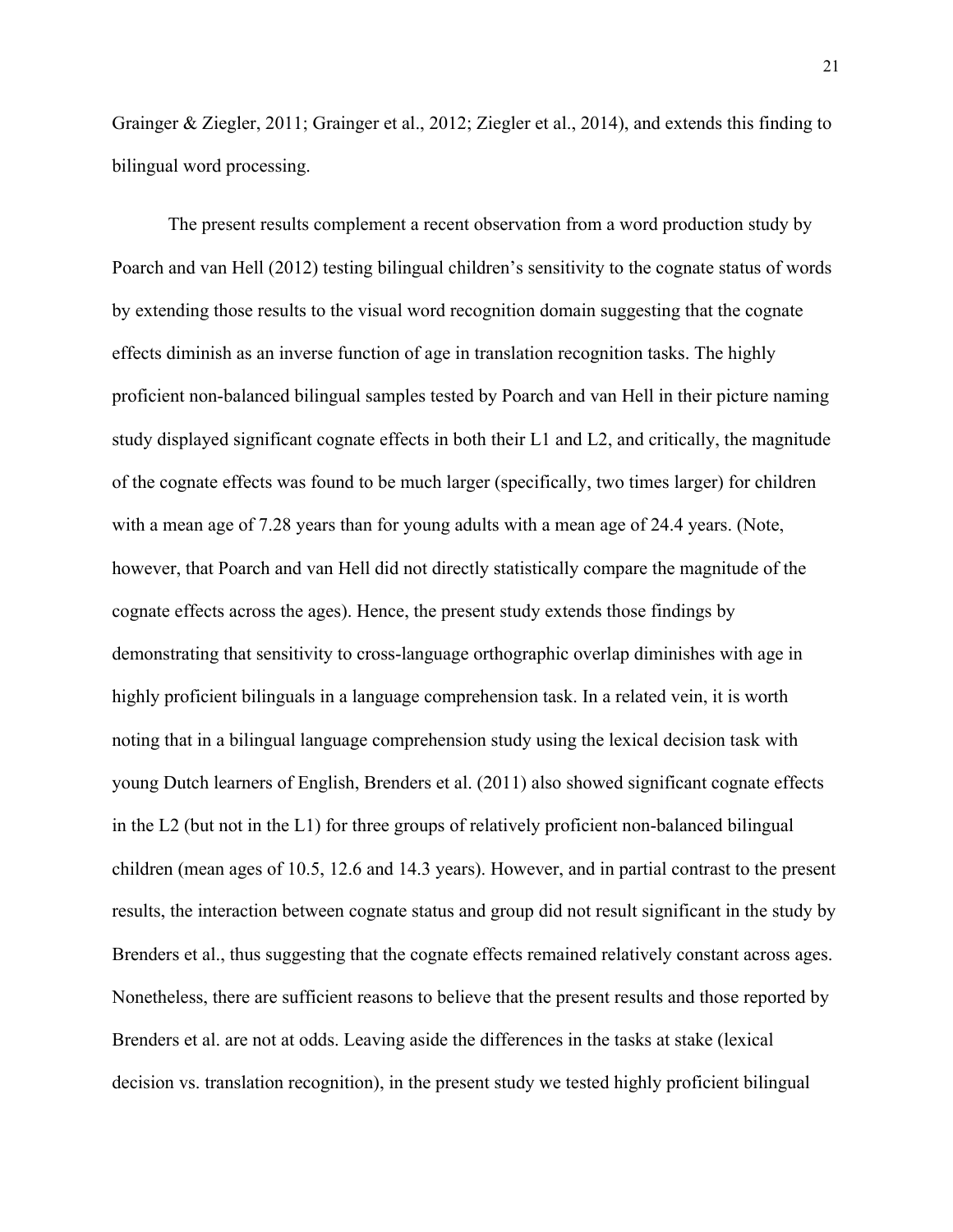Grainger & Ziegler, 2011; Grainger et al., 2012; Ziegler et al., 2014), and extends this finding to bilingual word processing.

The present results complement a recent observation from a word production study by Poarch and van Hell (2012) testing bilingual children's sensitivity to the cognate status of words by extending those results to the visual word recognition domain suggesting that the cognate effects diminish as an inverse function of age in translation recognition tasks. The highly proficient non-balanced bilingual samples tested by Poarch and van Hell in their picture naming study displayed significant cognate effects in both their L1 and L2, and critically, the magnitude of the cognate effects was found to be much larger (specifically, two times larger) for children with a mean age of 7.28 years than for young adults with a mean age of 24.4 years. (Note, however, that Poarch and van Hell did not directly statistically compare the magnitude of the cognate effects across the ages). Hence, the present study extends those findings by demonstrating that sensitivity to cross-language orthographic overlap diminishes with age in highly proficient bilinguals in a language comprehension task. In a related vein, it is worth noting that in a bilingual language comprehension study using the lexical decision task with young Dutch learners of English, Brenders et al. (2011) also showed significant cognate effects in the L2 (but not in the L1) for three groups of relatively proficient non-balanced bilingual children (mean ages of 10.5, 12.6 and 14.3 years). However, and in partial contrast to the present results, the interaction between cognate status and group did not result significant in the study by Brenders et al., thus suggesting that the cognate effects remained relatively constant across ages. Nonetheless, there are sufficient reasons to believe that the present results and those reported by Brenders et al. are not at odds. Leaving aside the differences in the tasks at stake (lexical decision vs. translation recognition), in the present study we tested highly proficient bilingual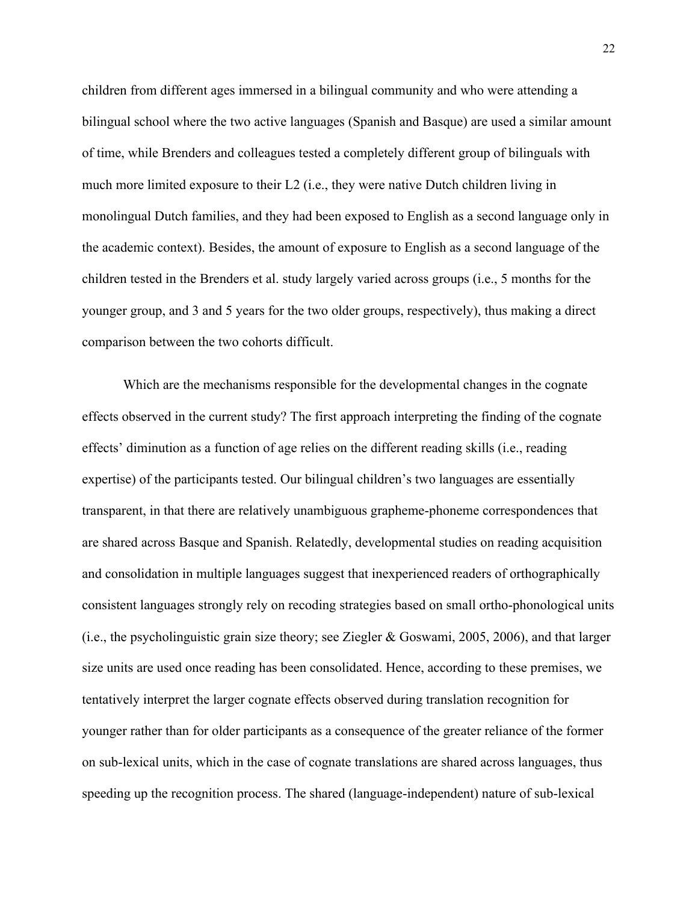children from different ages immersed in a bilingual community and who were attending a bilingual school where the two active languages (Spanish and Basque) are used a similar amount of time, while Brenders and colleagues tested a completely different group of bilinguals with much more limited exposure to their L2 (i.e., they were native Dutch children living in monolingual Dutch families, and they had been exposed to English as a second language only in the academic context). Besides, the amount of exposure to English as a second language of the children tested in the Brenders et al. study largely varied across groups (i.e., 5 months for the younger group, and 3 and 5 years for the two older groups, respectively), thus making a direct comparison between the two cohorts difficult.

Which are the mechanisms responsible for the developmental changes in the cognate effects observed in the current study? The first approach interpreting the finding of the cognate effects' diminution as a function of age relies on the different reading skills (i.e., reading expertise) of the participants tested. Our bilingual children's two languages are essentially transparent, in that there are relatively unambiguous grapheme-phoneme correspondences that are shared across Basque and Spanish. Relatedly, developmental studies on reading acquisition and consolidation in multiple languages suggest that inexperienced readers of orthographically consistent languages strongly rely on recoding strategies based on small ortho-phonological units (i.e., the psycholinguistic grain size theory; see Ziegler & Goswami, 2005, 2006), and that larger size units are used once reading has been consolidated. Hence, according to these premises, we tentatively interpret the larger cognate effects observed during translation recognition for younger rather than for older participants as a consequence of the greater reliance of the former on sub-lexical units, which in the case of cognate translations are shared across languages, thus speeding up the recognition process. The shared (language-independent) nature of sub-lexical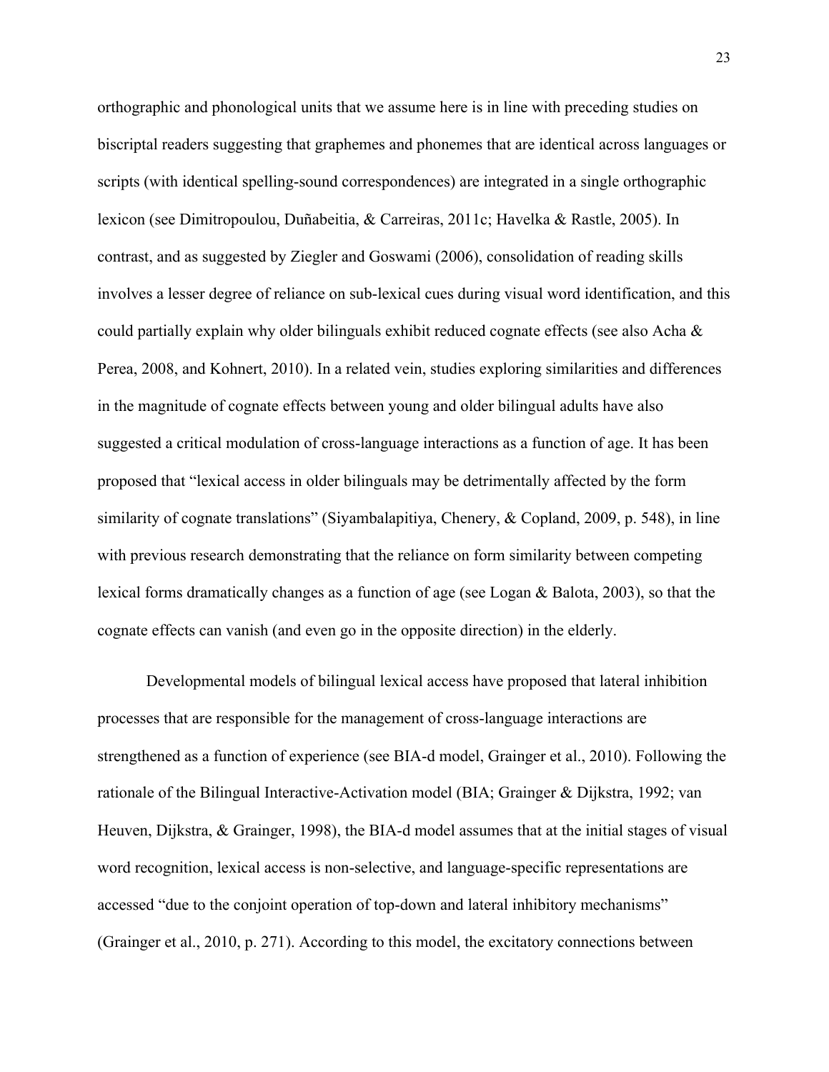orthographic and phonological units that we assume here is in line with preceding studies on biscriptal readers suggesting that graphemes and phonemes that are identical across languages or scripts (with identical spelling-sound correspondences) are integrated in a single orthographic lexicon (see Dimitropoulou, Duñabeitia, & Carreiras, 2011c; Havelka & Rastle, 2005). In contrast, and as suggested by Ziegler and Goswami (2006), consolidation of reading skills involves a lesser degree of reliance on sub-lexical cues during visual word identification, and this could partially explain why older bilinguals exhibit reduced cognate effects (see also Acha & Perea, 2008, and Kohnert, 2010). In a related vein, studies exploring similarities and differences in the magnitude of cognate effects between young and older bilingual adults have also suggested a critical modulation of cross-language interactions as a function of age. It has been proposed that "lexical access in older bilinguals may be detrimentally affected by the form similarity of cognate translations" (Siyambalapitiya, Chenery, & Copland, 2009, p. 548), in line with previous research demonstrating that the reliance on form similarity between competing lexical forms dramatically changes as a function of age (see Logan & Balota, 2003), so that the cognate effects can vanish (and even go in the opposite direction) in the elderly.

Developmental models of bilingual lexical access have proposed that lateral inhibition processes that are responsible for the management of cross-language interactions are strengthened as a function of experience (see BIA-d model, Grainger et al., 2010). Following the rationale of the Bilingual Interactive-Activation model (BIA; Grainger & Dijkstra, 1992; van Heuven, Dijkstra, & Grainger, 1998), the BIA-d model assumes that at the initial stages of visual word recognition, lexical access is non-selective, and language-specific representations are accessed "due to the conjoint operation of top-down and lateral inhibitory mechanisms" (Grainger et al., 2010, p. 271). According to this model, the excitatory connections between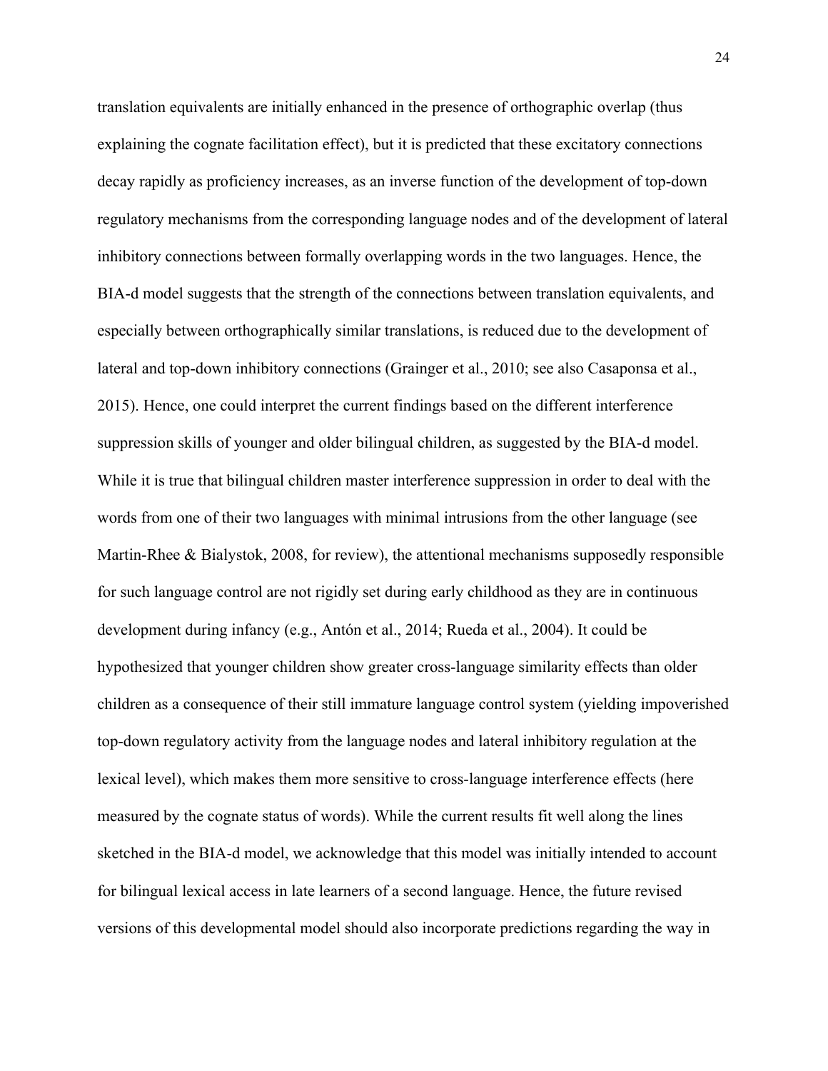translation equivalents are initially enhanced in the presence of orthographic overlap (thus explaining the cognate facilitation effect), but it is predicted that these excitatory connections decay rapidly as proficiency increases, as an inverse function of the development of top-down regulatory mechanisms from the corresponding language nodes and of the development of lateral inhibitory connections between formally overlapping words in the two languages. Hence, the BIA-d model suggests that the strength of the connections between translation equivalents, and especially between orthographically similar translations, is reduced due to the development of lateral and top-down inhibitory connections (Grainger et al., 2010; see also Casaponsa et al., 2015). Hence, one could interpret the current findings based on the different interference suppression skills of younger and older bilingual children, as suggested by the BIA-d model. While it is true that bilingual children master interference suppression in order to deal with the words from one of their two languages with minimal intrusions from the other language (see Martin-Rhee & Bialystok, 2008, for review), the attentional mechanisms supposedly responsible for such language control are not rigidly set during early childhood as they are in continuous development during infancy (e.g., Antón et al., 2014; Rueda et al., 2004). It could be hypothesized that younger children show greater cross-language similarity effects than older children as a consequence of their still immature language control system (yielding impoverished top-down regulatory activity from the language nodes and lateral inhibitory regulation at the lexical level), which makes them more sensitive to cross-language interference effects (here measured by the cognate status of words). While the current results fit well along the lines sketched in the BIA-d model, we acknowledge that this model was initially intended to account for bilingual lexical access in late learners of a second language. Hence, the future revised versions of this developmental model should also incorporate predictions regarding the way in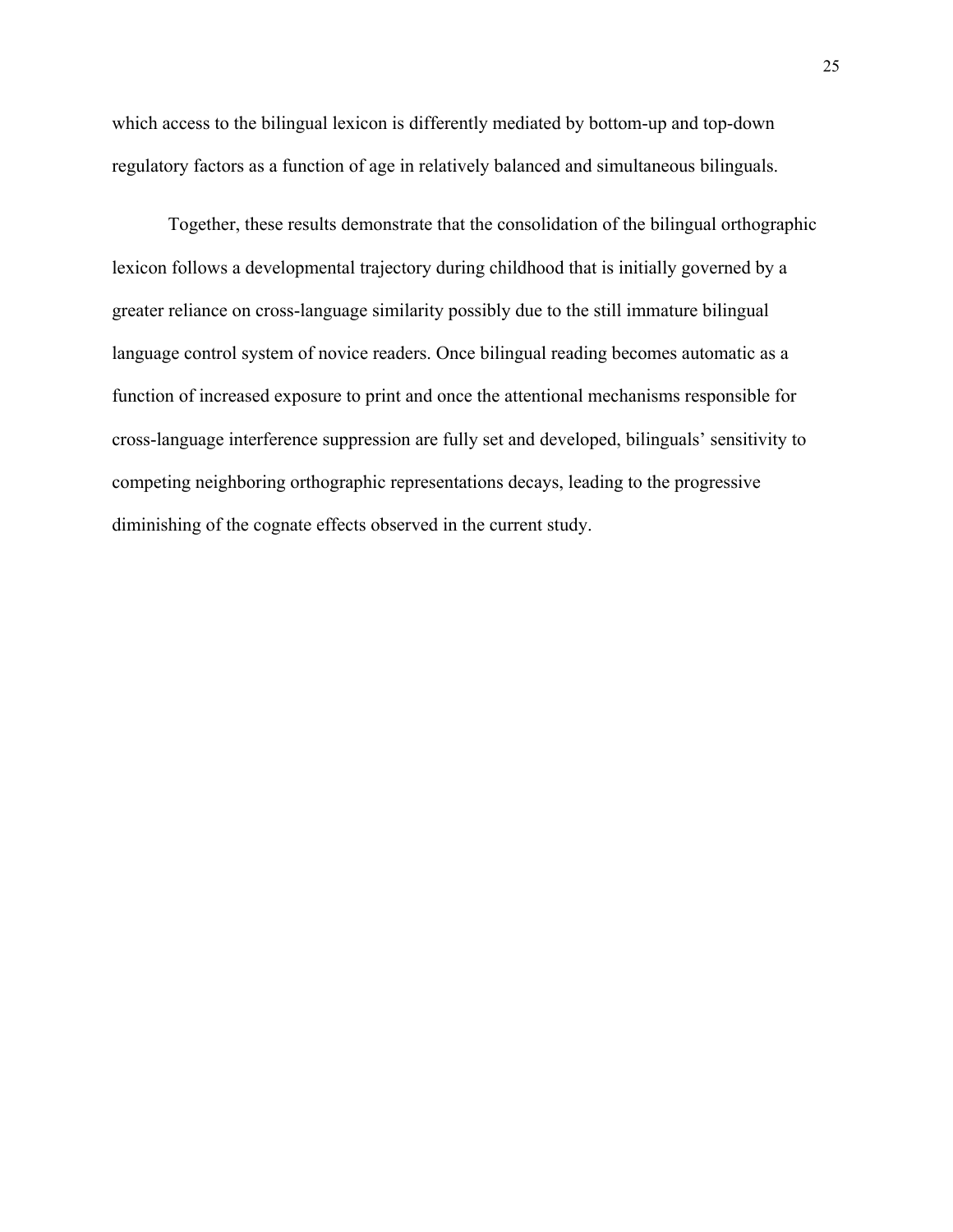which access to the bilingual lexicon is differently mediated by bottom-up and top-down regulatory factors as a function of age in relatively balanced and simultaneous bilinguals.

Together, these results demonstrate that the consolidation of the bilingual orthographic lexicon follows a developmental trajectory during childhood that is initially governed by a greater reliance on cross-language similarity possibly due to the still immature bilingual language control system of novice readers. Once bilingual reading becomes automatic as a function of increased exposure to print and once the attentional mechanisms responsible for cross-language interference suppression are fully set and developed, bilinguals' sensitivity to competing neighboring orthographic representations decays, leading to the progressive diminishing of the cognate effects observed in the current study.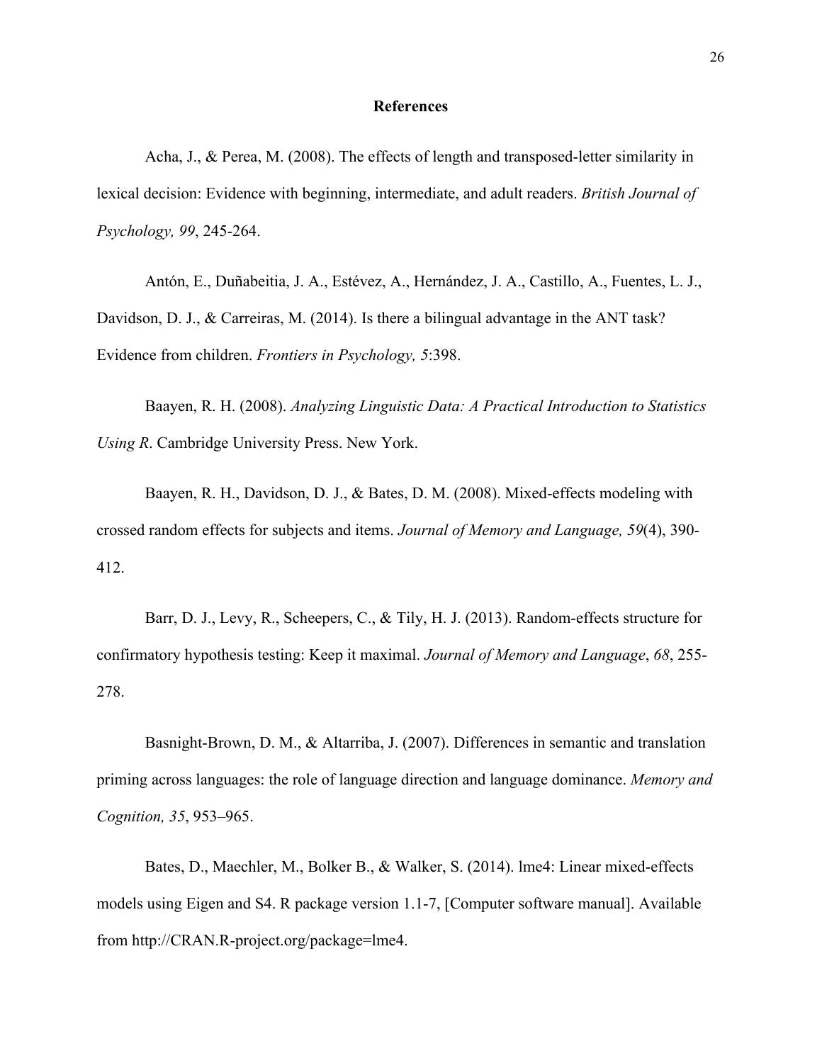# References

Acha, J., & Perea, M. (2008). The effects of length and transposed-letter similarity in lexical decision: Evidence with beginning, intermediate, and adult readers. *British Journal of Psychology, 99*, 245-264.

Antón, E., Duñabeitia, J. A., Estévez, A., Hernández, J. A., Castillo, A., Fuentes, L. J., Davidson, D. J., & Carreiras, M. (2014). Is there a bilingual advantage in the ANT task? Evidence from children. *Frontiers in Psychology, 5*:398.

Baayen, R. H. (2008). *Analyzing Linguistic Data: A Practical Introduction to Statistics Using R*. Cambridge University Press. New York.

Baayen, R. H., Davidson, D. J., & Bates, D. M. (2008). Mixed-effects modeling with crossed random effects for subjects and items. *Journal of Memory and Language, 59*(4), 390-412.

Barr, D. J., Levy, R., Scheepers, C., & Tily, H. J. (2013). Random-effects structure for confirmatory hypothesis testing: Keep it maximal. *Journal of Memory and Language*, *68*, 255-278.

Basnight-Brown, D. M., & Altarriba, J. (2007). Differences in semantic and translation priming across languages: the role of language direction and language dominance. *Memory and Cognition, 35*, 953–965.

Bates, D., Maechler, M., Bolker B., & Walker, S. (2014). lme4: Linear mixed-effects models using Eigen and S4. R package version 1.1-7, [Computer software manual]. Available from http://CRAN.R-project.org/package=lme4.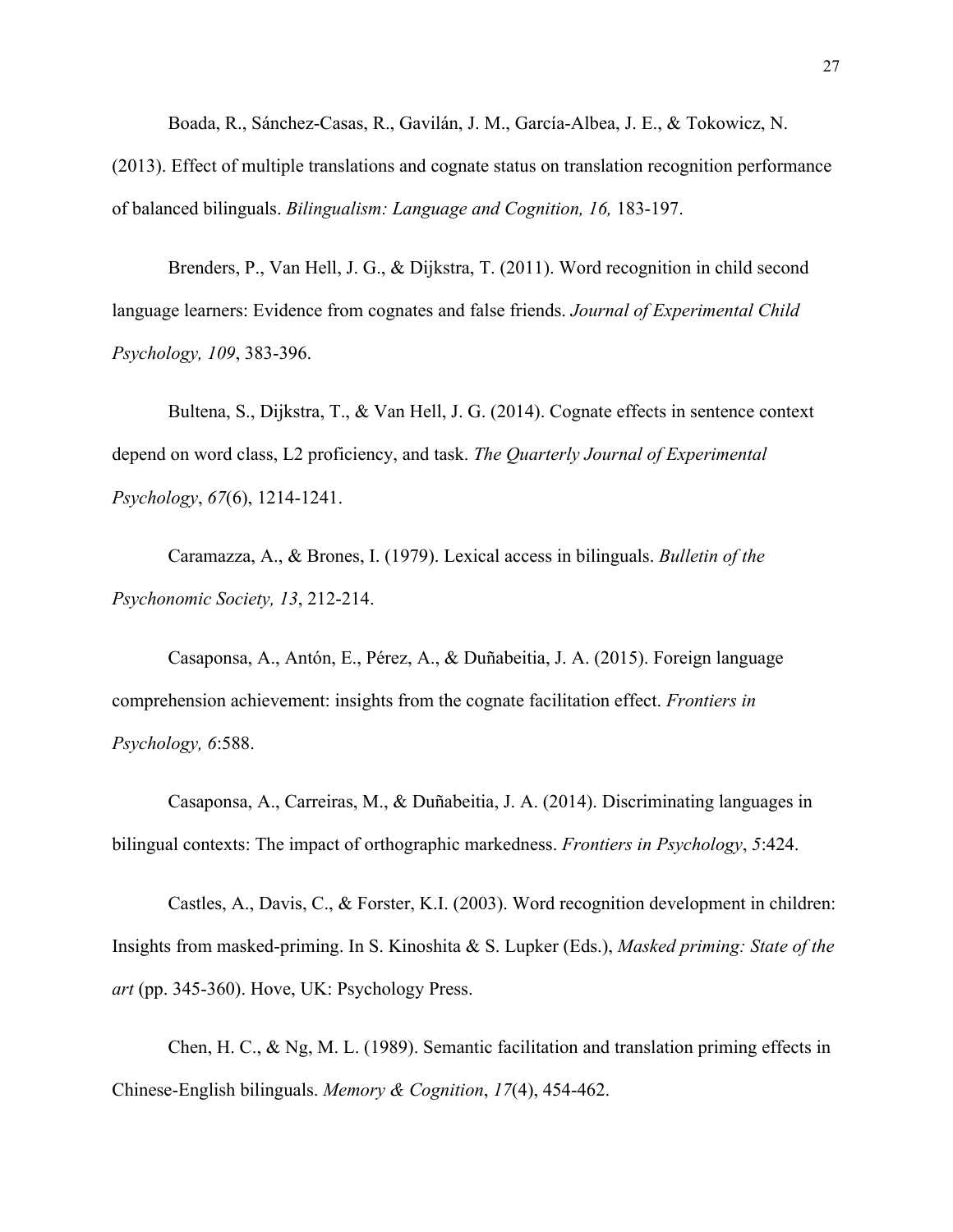Boada, R., Sánchez-Casas, R., Gavilán, J. M., García-Albea, J. E., & Tokowicz, N. (2013). Effect of multiple translations and cognate status on translation recognition performance of balanced bilinguals. *Bilingualism: Language and Cognition, 16,* 183-197.

Brenders, P., Van Hell, J. G., & Dijkstra, T. (2011). Word recognition in child second language learners: Evidence from cognates and false friends. *Journal of Experimental Child Psychology, 109*, 383-396.

Bultena, S., Dijkstra, T., & Van Hell, J. G. (2014). Cognate effects in sentence context depend on word class, L2 proficiency, and task. *The Quarterly Journal of Experimental Psychology*, *67*(6), 1214-1241.

Caramazza, A., & Brones, I. (1979). Lexical access in bilinguals. *Bulletin of the Psychonomic Society, 13*, 212-214.

Casaponsa, A., Antón, E., Pérez, A., & Duñabeitia, J. A. (2015). Foreign language comprehension achievement: insights from the cognate facilitation effect. *Frontiers in Psychology, 6*:588.

Casaponsa, A., Carreiras, M., & Duñabeitia, J. A. (2014). Discriminating languages in bilingual contexts: The impact of orthographic markedness. *Frontiers in Psychology*, *5*:424.

Castles, A., Davis, C., & Forster, K.I. (2003). Word recognition development in children: Insights from masked-priming. In S. Kinoshita & S. Lupker (Eds.), *Masked priming: State of the art* (pp. 345-360). Hove, UK: Psychology Press.

Chen, H. C., & Ng, M. L. (1989). Semantic facilitation and translation priming effects in Chinese-English bilinguals. *Memory & Cognition*, *17*(4), 454-462.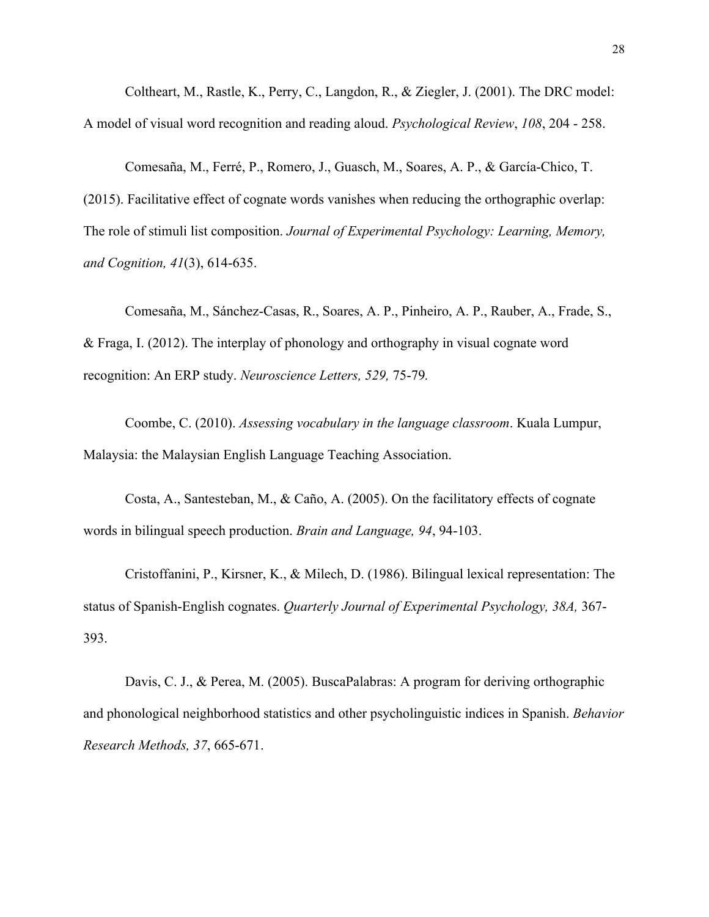Coltheart, M., Rastle, K., Perry, C., Langdon, R., & Ziegler, J. (2001). The DRC model: A model of visual word recognition and reading aloud. *Psychological Review*, *108*, 204 - 258.

Comesaña, M., Ferré, P., Romero, J., Guasch, M., Soares, A. P., & García-Chico, T. (2015). Facilitative effect of cognate words vanishes when reducing the orthographic overlap: The role of stimuli list composition. *Journal of Experimental Psychology: Learning, Memory, and Cognition, 41*(3), 614-635.

Comesaña, M., Sánchez-Casas, R., Soares, A. P., Pinheiro, A. P., Rauber, A., Frade, S., & Fraga, I. (2012). The interplay of phonology and orthography in visual cognate word recognition: An ERP study. *Neuroscience Letters, 529,* 75-79*.*

Coombe, C. (2010). *Assessing vocabulary in the language classroom*. Kuala Lumpur, Malaysia: the Malaysian English Language Teaching Association.

Costa, A., Santesteban, M., & Caño, A. (2005). On the facilitatory effects of cognate words in bilingual speech production. *Brain and Language, 94*, 94-103.

Cristoffanini, P., Kirsner, K., & Milech, D. (1986). Bilingual lexical representation: The status of Spanish-English cognates. *Quarterly Journal of Experimental Psychology, 38A,* 367-393.

Davis, C. J., & Perea, M. (2005). BuscaPalabras: A program for deriving orthographic and phonological neighborhood statistics and other psycholinguistic indices in Spanish. *Behavior Research Methods, 37*, 665-671.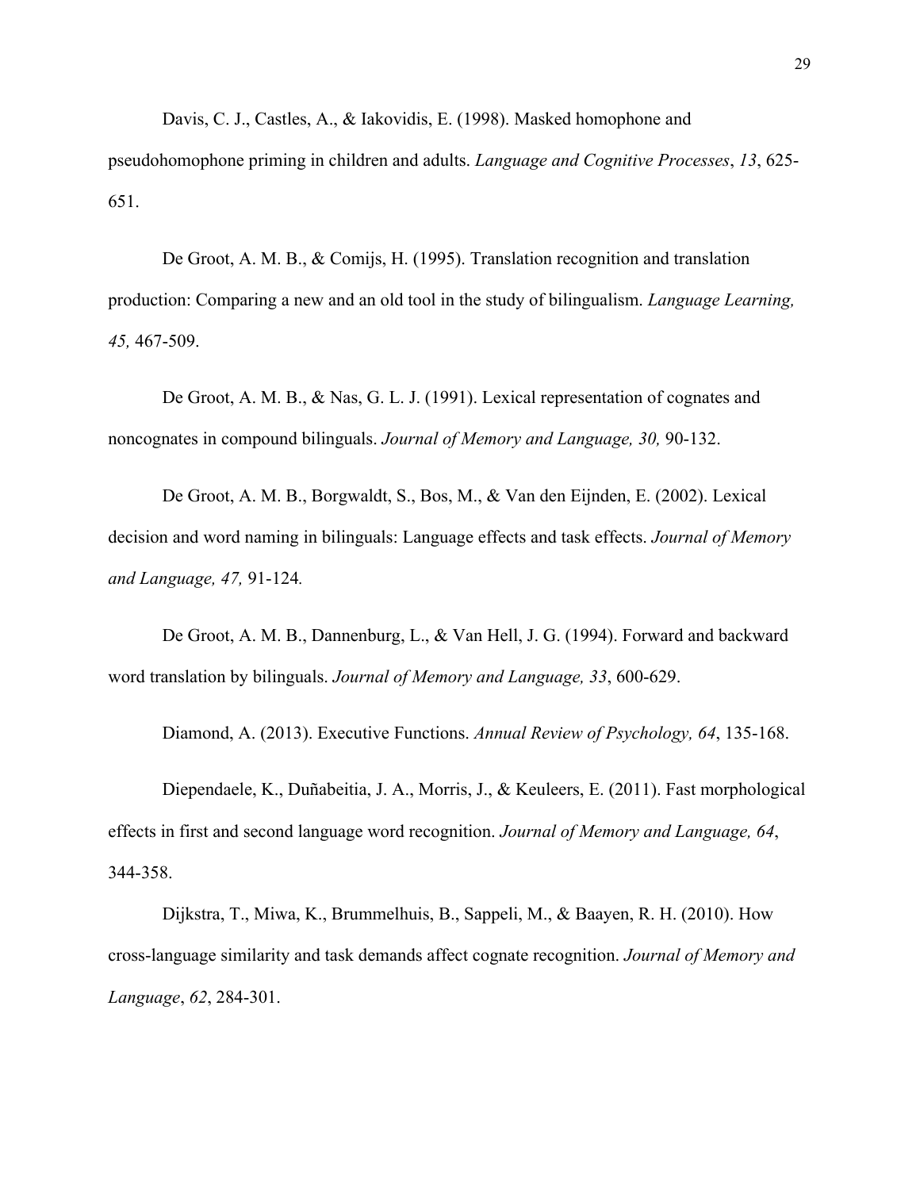Davis, C. J., Castles, A., & Iakovidis, E. (1998). Masked homophone and pseudohomophone priming in children and adults. *Language and Cognitive Processes*, *13*, 625-651.

De Groot, A. M. B., & Comijs, H. (1995). Translation recognition and translation production: Comparing a new and an old tool in the study of bilingualism. *Language Learning, 45,* 467-509.

De Groot, A. M. B., & Nas, G. L. J. (1991). Lexical representation of cognates and noncognates in compound bilinguals. *Journal of Memory and Language, 30,* 90-132.

De Groot, A. M. B., Borgwaldt, S., Bos, M., & Van den Eijnden, E. (2002). Lexical decision and word naming in bilinguals: Language effects and task effects. *Journal of Memory and Language, 47,* 91-124*.*

De Groot, A. M. B., Dannenburg, L., & Van Hell, J. G. (1994). Forward and backward word translation by bilinguals. *Journal of Memory and Language, 33*, 600-629.

Diamond, A. (2013). Executive Functions. *Annual Review of Psychology, 64*, 135-168.

Diependaele, K., Duñabeitia, J. A., Morris, J., & Keuleers, E. (2011). Fast morphological effects in first and second language word recognition. *Journal of Memory and Language, 64*, 344-358.

Dijkstra, T., Miwa, K., Brummelhuis, B., Sappeli, M., & Baayen, R. H. (2010). How cross-language similarity and task demands affect cognate recognition. *Journal of Memory and Language*, *62*, 284-301.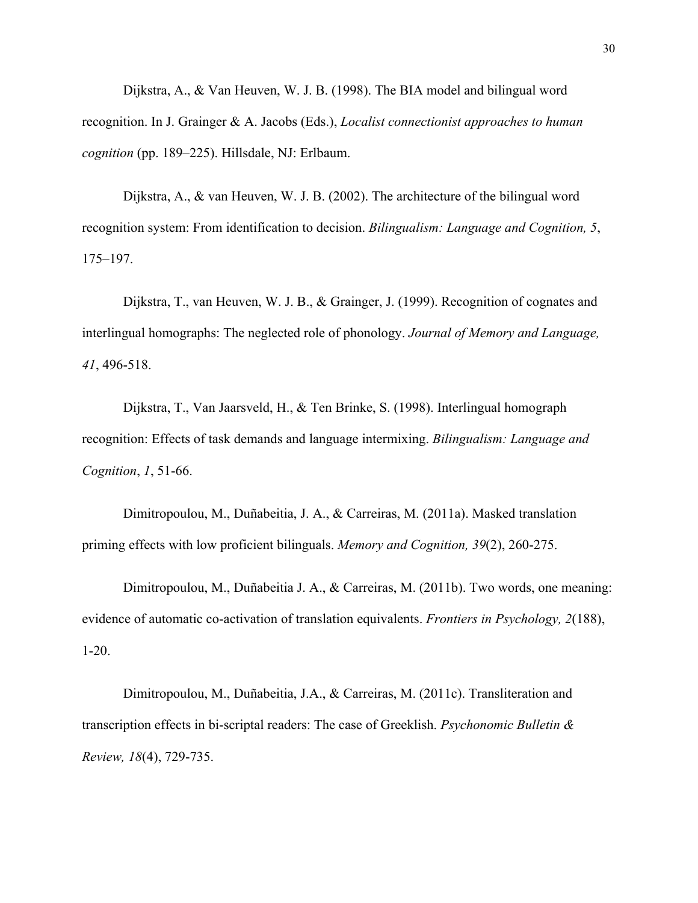Dijkstra, A., & Van Heuven, W. J. B. (1998). The BIA model and bilingual word recognition. In J. Grainger & A. Jacobs (Eds.), *Localist connectionist approaches to human cognition* (pp. 189–225). Hillsdale, NJ: Erlbaum.

Dijkstra, A., & van Heuven, W. J. B. (2002). The architecture of the bilingual word recognition system: From identification to decision. *Bilingualism: Language and Cognition, 5*, 175–197.

Dijkstra, T., van Heuven, W. J. B., & Grainger, J. (1999). Recognition of cognates and interlingual homographs: The neglected role of phonology. *Journal of Memory and Language, 41*, 496-518.

Dijkstra, T., Van Jaarsveld, H., & Ten Brinke, S. (1998). Interlingual homograph recognition: Effects of task demands and language intermixing. *Bilingualism: Language and Cognition*, *1*, 51-66.

Dimitropoulou, M., Duñabeitia, J. A., & Carreiras, M. (2011a). Masked translation priming effects with low proficient bilinguals. *Memory and Cognition, 39*(2), 260-275.

Dimitropoulou, M., Duñabeitia J. A., & Carreiras, M. (2011b). Two words, one meaning: evidence of automatic co-activation of translation equivalents. *Frontiers in Psychology, 2*(188), 1-20.

Dimitropoulou, M., Duñabeitia, J.A., & Carreiras, M. (2011c). Transliteration and transcription effects in bi-scriptal readers: The case of Greeklish. *Psychonomic Bulletin & Review, 18*(4), 729-735.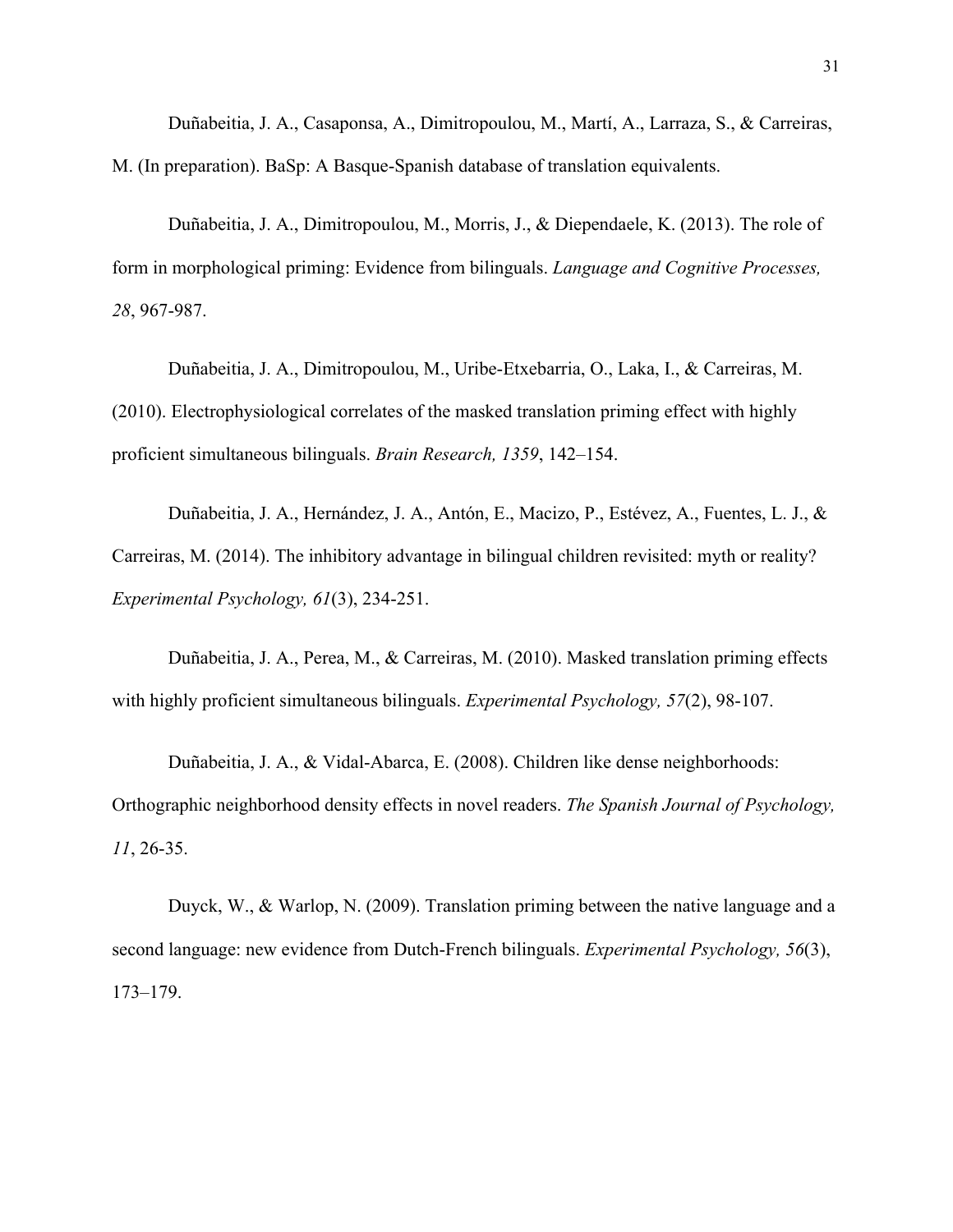Duñabeitia, J. A., Casaponsa, A., Dimitropoulou, M., Martí, A., Larraza, S., & Carreiras, M. (In preparation). BaSp: A Basque-Spanish database of translation equivalents.

Duñabeitia, J. A., Dimitropoulou, M., Morris, J., & Diependaele, K. (2013). The role of form in morphological priming: Evidence from bilinguals. *Language and Cognitive Processes, 28*, 967-987.

Duñabeitia, J. A., Dimitropoulou, M., Uribe-Etxebarria, O., Laka, I., & Carreiras, M. (2010). Electrophysiological correlates of the masked translation priming effect with highly proficient simultaneous bilinguals. *Brain Research, 1359*, 142–154.

Duñabeitia, J. A., Hernández, J. A., Antón, E., Macizo, P., Estévez, A., Fuentes, L. J., & Carreiras, M. (2014). The inhibitory advantage in bilingual children revisited: myth or reality? *Experimental Psychology, 61*(3), 234-251.

Duñabeitia, J. A., Perea, M., & Carreiras, M. (2010). Masked translation priming effects with highly proficient simultaneous bilinguals. *Experimental Psychology, 57*(2), 98-107.

Duñabeitia, J. A., & Vidal-Abarca, E. (2008). Children like dense neighborhoods: Orthographic neighborhood density effects in novel readers. *The Spanish Journal of Psychology, 11*, 26-35.

Duyck, W., & Warlop, N. (2009). Translation priming between the native language and a second language: new evidence from Dutch-French bilinguals. *Experimental Psychology, 56*(3), 173–179.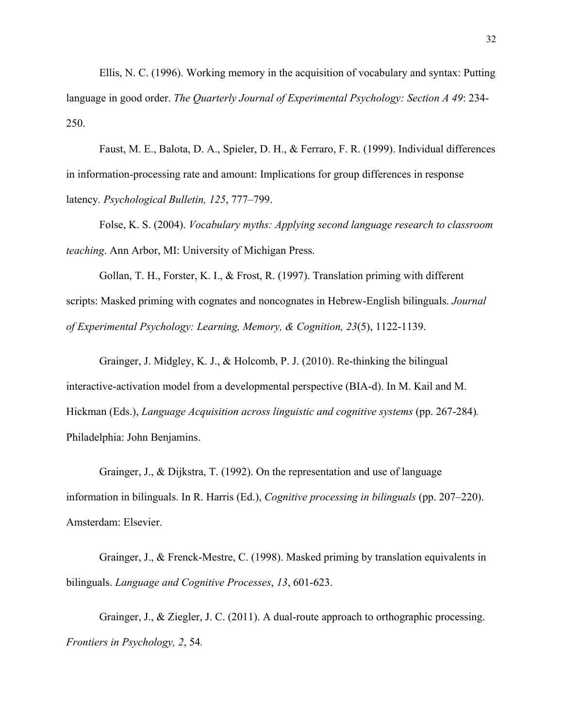Ellis, N. C. (1996). Working memory in the acquisition of vocabulary and syntax: Putting language in good order. *The Quarterly Journal of Experimental Psychology: Section A 49*: 234-250.

Faust, M. E., Balota, D. A., Spieler, D. H., & Ferraro, F. R. (1999). Individual differences in information-processing rate and amount: Implications for group differences in response latency. *Psychological Bulletin, 125*, 777–799.

Folse, K. S. (2004). *Vocabulary myths: Applying second language research to classroom teaching*. Ann Arbor, MI: University of Michigan Press.

Gollan, T. H., Forster, K. I., & Frost, R. (1997). Translation priming with different scripts: Masked priming with cognates and noncognates in Hebrew-English bilinguals. *Journal of Experimental Psychology: Learning, Memory, & Cognition, 23*(5), 1122-1139.

Grainger, J. Midgley, K. J., & Holcomb, P. J. (2010). Re-thinking the bilingual interactive-activation model from a developmental perspective (BIA-d). In M. Kail and M. Hickman (Eds.), *Language Acquisition across linguistic and cognitive systems* (pp. 267-284). Philadelphia: John Benjamins.

Grainger, J., & Dijkstra, T. (1992). On the representation and use of language information in bilinguals. In R. Harris (Ed.), *Cognitive processing in bilinguals* (pp. 207–220). Amsterdam: Elsevier.

Grainger, J., & Frenck-Mestre, C. (1998). Masked priming by translation equivalents in bilinguals. *Language and Cognitive Processes*, *13*, 601-623.

Grainger, J., & Ziegler, J. C. (2011). A dual-route approach to orthographic processing. *Frontiers in Psychology, 2*, 54.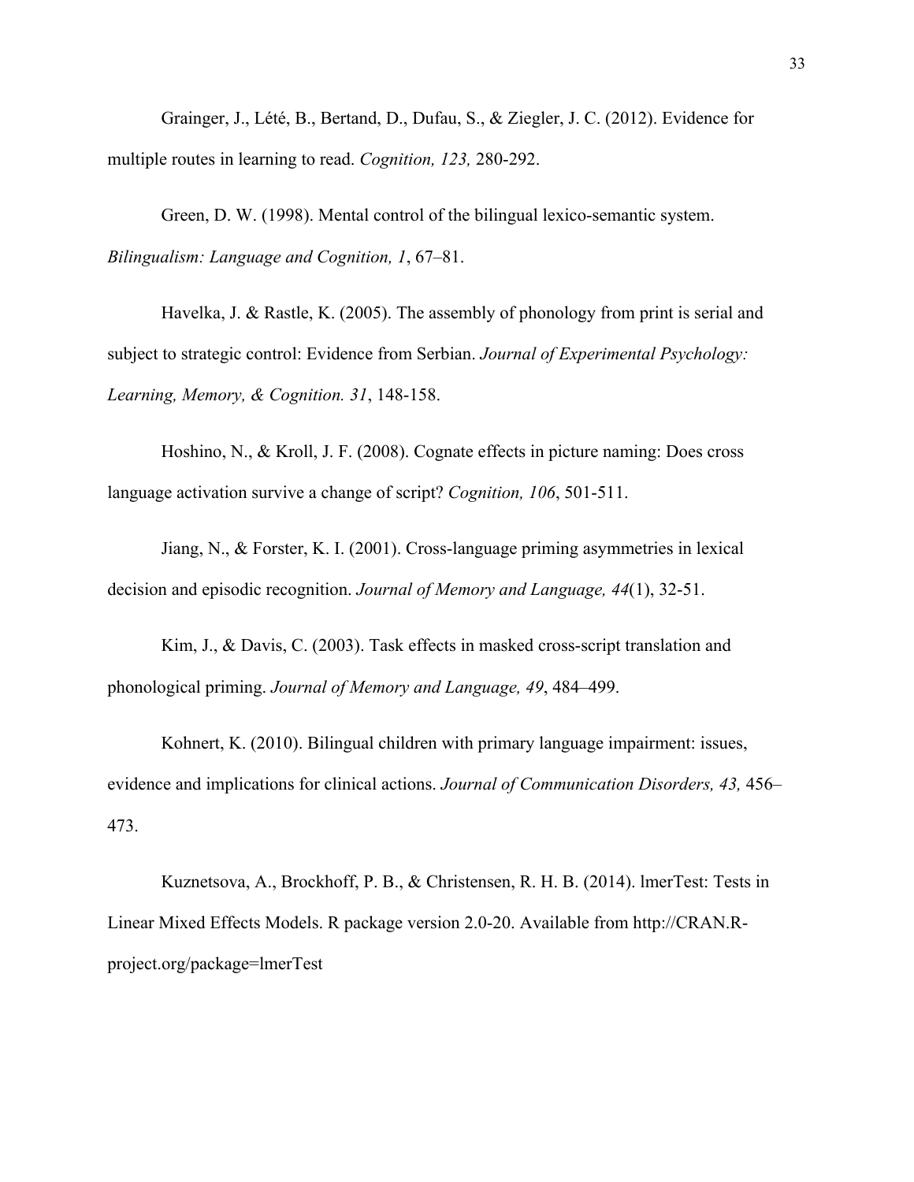Grainger, J., Lété, B., Bertand, D., Dufau, S., & Ziegler, J. C. (2012). Evidence for multiple routes in learning to read. *Cognition, 123,* 280-292.

Green, D. W. (1998). Mental control of the bilingual lexico-semantic system. *Bilingualism: Language and Cognition, 1*, 67–81.

Havelka, J. & Rastle, K. (2005). The assembly of phonology from print is serial and subject to strategic control: Evidence from Serbian. *Journal of Experimental Psychology: Learning, Memory, & Cognition. 31*, 148-158.

Hoshino, N., & Kroll, J. F. (2008). Cognate effects in picture naming: Does cross language activation survive a change of script? *Cognition, 106*, 501-511.

Jiang, N., & Forster, K. I. (2001). Cross-language priming asymmetries in lexical decision and episodic recognition. *Journal of Memory and Language, 44*(1), 32-51.

Kim, J., & Davis, C. (2003). Task effects in masked cross-script translation and phonological priming. *Journal of Memory and Language, 49*, 484–499.

Kohnert, K. (2010). Bilingual children with primary language impairment: issues, evidence and implications for clinical actions. *Journal of Communication Disorders, 43,* 456–473.

Kuznetsova, A., Brockhoff, P. B., & Christensen, R. H. B. (2014). lmerTest: Tests in Linear Mixed Effects Models. R package version 2.0-20. Available from http://CRAN.R-project.org/package=lmerTest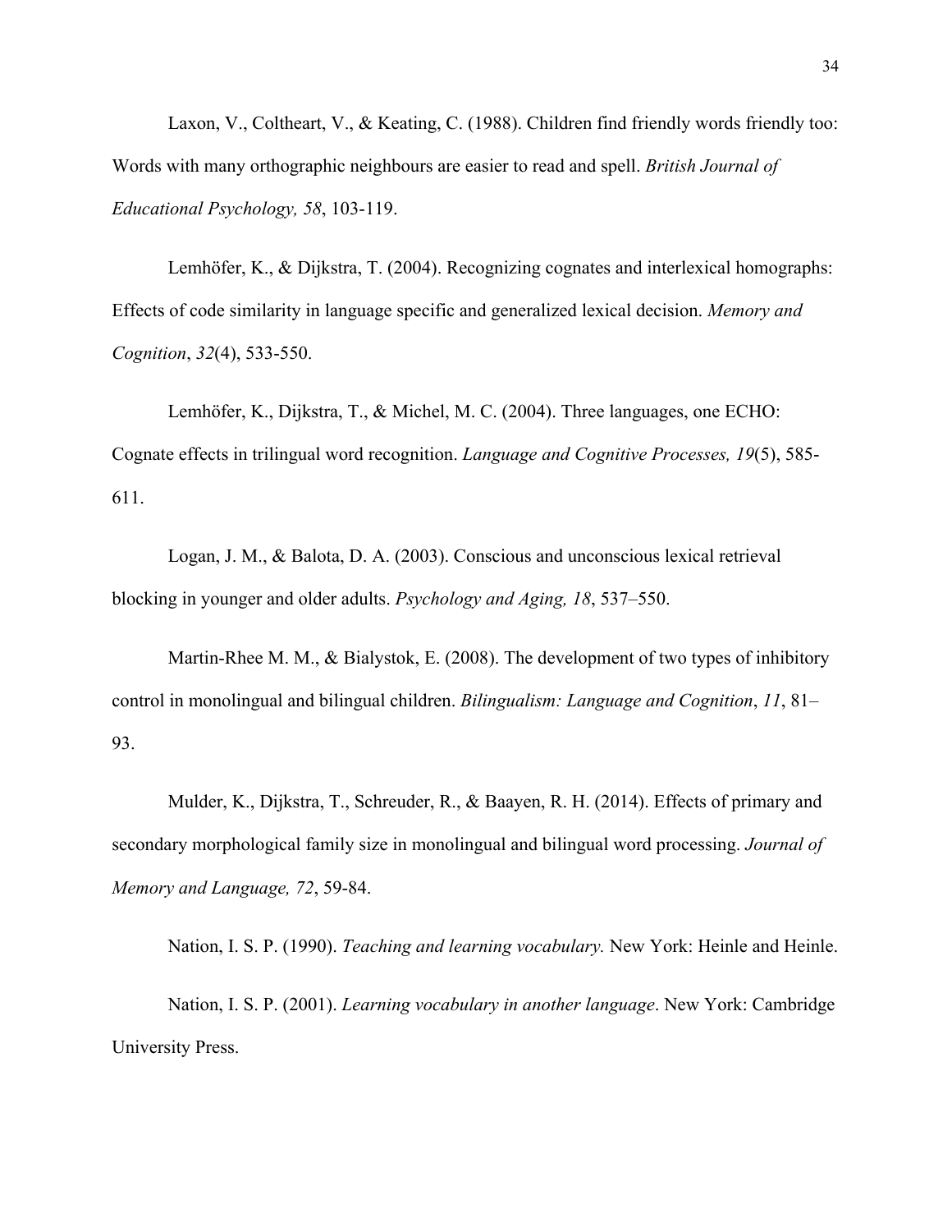Laxon, V., Coltheart, V., & Keating, C. (1988). Children find friendly words friendly too: Words with many orthographic neighbours are easier to read and spell. *British Journal of Educational Psychology, 58*, 103-119.

Lemhöfer, K., & Dijkstra, T. (2004). Recognizing cognates and interlexical homographs: Effects of code similarity in language specific and generalized lexical decision. *Memory and Cognition*, *32*(4), 533-550.

Lemhöfer, K., Dijkstra, T., & Michel, M. C. (2004). Three languages, one ECHO: Cognate effects in trilingual word recognition. *Language and Cognitive Processes, 19*(5), 585-611.

Logan, J. M., & Balota, D. A. (2003). Conscious and unconscious lexical retrieval blocking in younger and older adults. *Psychology and Aging, 18*, 537–550.

Martin-Rhee M. M., & Bialystok, E. (2008). The development of two types of inhibitory control in monolingual and bilingual children. *Bilingualism: Language and Cognition*, *11*, 81–93.

Mulder, K., Dijkstra, T., Schreuder, R., & Baayen, R. H. (2014). Effects of primary and secondary morphological family size in monolingual and bilingual word processing. *Journal of Memory and Language, 72*, 59-84.

Nation, I. S. P. (1990). *Teaching and learning vocabulary.* New York: Heinle and Heinle.

Nation, I. S. P. (2001). *Learning vocabulary in another language*. New York: Cambridge University Press.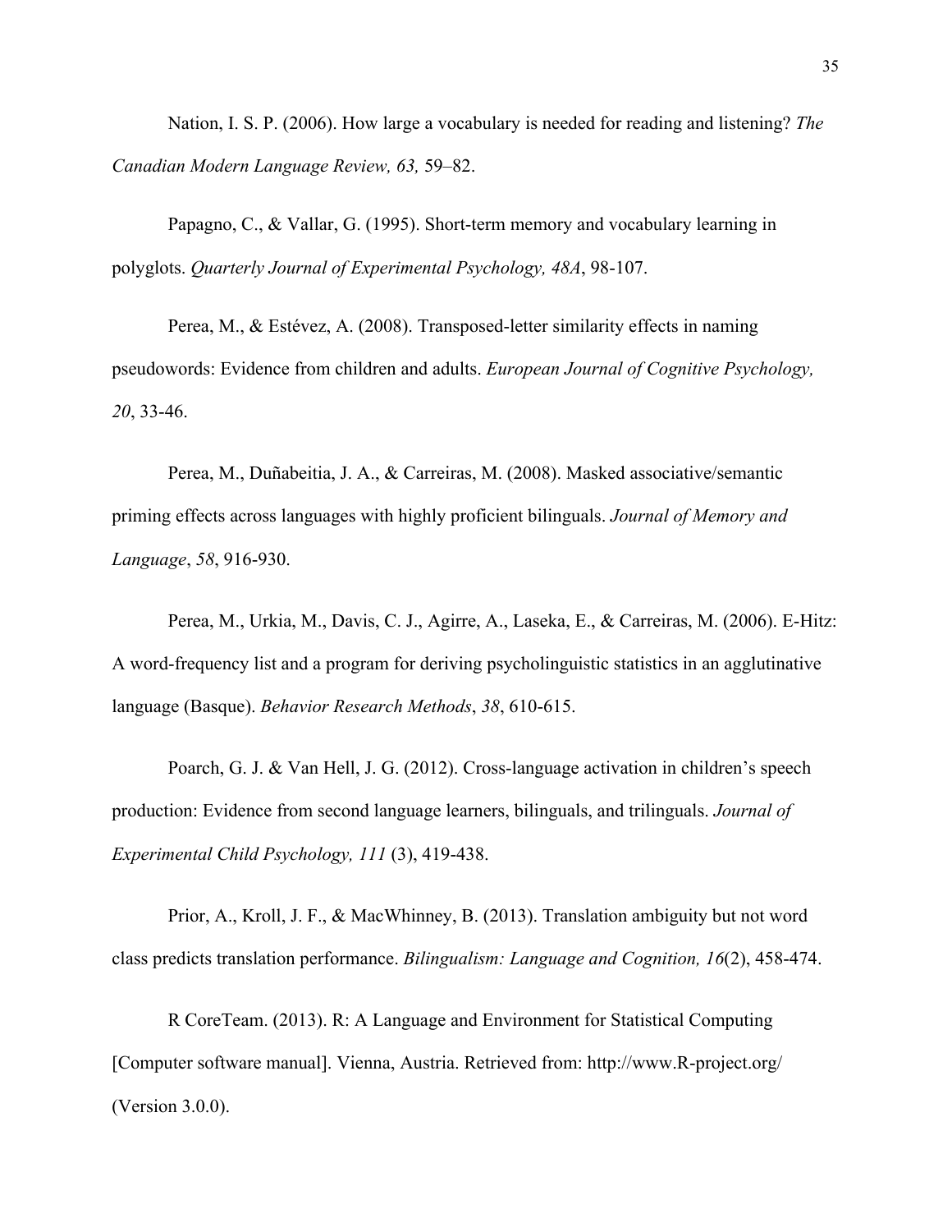Nation, I. S. P. (2006). How large a vocabulary is needed for reading and listening? *The Canadian Modern Language Review, 63,* 59–82.

Papagno, C., & Vallar, G. (1995). Short-term memory and vocabulary learning in polyglots. *Quarterly Journal of Experimental Psychology, 48A*, 98-107.

Perea, M., & Estévez, A. (2008). Transposed-letter similarity effects in naming pseudowords: Evidence from children and adults. *European Journal of Cognitive Psychology, 20*, 33-46.

Perea, M., Duñabeitia, J. A., & Carreiras, M. (2008). Masked associative/semantic priming effects across languages with highly proficient bilinguals. *Journal of Memory and Language*, *58*, 916-930.

Perea, M., Urkia, M., Davis, C. J., Agirre, A., Laseka, E., & Carreiras, M. (2006). E-Hitz: A word-frequency list and a program for deriving psycholinguistic statistics in an agglutinative language (Basque). *Behavior Research Methods*, *38*, 610-615.

Poarch, G. J. & Van Hell, J. G. (2012). Cross-language activation in children's speech production: Evidence from second language learners, bilinguals, and trilinguals. *Journal of Experimental Child Psychology, 111* (3), 419-438.

Prior, A., Kroll, J. F., & MacWhinney, B. (2013). Translation ambiguity but not word class predicts translation performance. *Bilingualism: Language and Cognition, 16*(2), 458-474.

R CoreTeam. (2013). R: A Language and Environment for Statistical Computing [Computer software manual]. Vienna, Austria. Retrieved from: http://www.R-project.org/ (Version 3.0.0).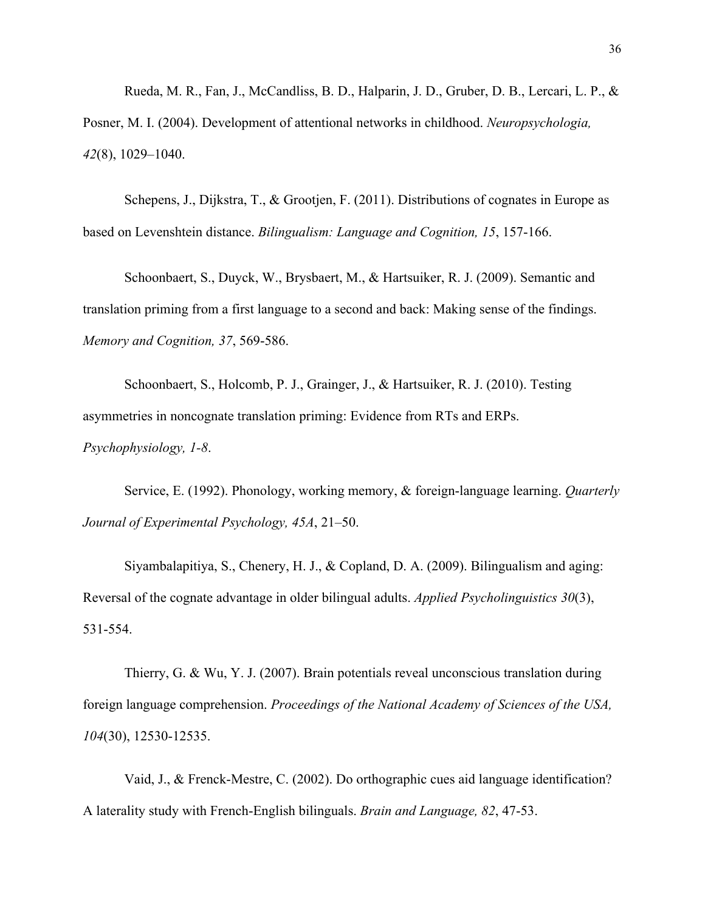Rueda, M. R., Fan, J., McCandliss, B. D., Halparin, J. D., Gruber, D. B., Lercari, L. P., & Posner, M. I. (2004). Development of attentional networks in childhood. *Neuropsychologia, 42*(8), 1029–1040.

Schepens, J., Dijkstra, T., & Grootjen, F. (2011). Distributions of cognates in Europe as based on Levenshtein distance. *Bilingualism: Language and Cognition, 15*, 157-166.

Schoonbaert, S., Duyck, W., Brysbaert, M., & Hartsuiker, R. J. (2009). Semantic and translation priming from a first language to a second and back: Making sense of the findings. *Memory and Cognition, 37*, 569-586.

Schoonbaert, S., Holcomb, P. J., Grainger, J., & Hartsuiker, R. J. (2010). Testing asymmetries in noncognate translation priming: Evidence from RTs and ERPs. *Psychophysiology, 1-8*.

Service, E. (1992). Phonology, working memory, & foreign-language learning. *Quarterly Journal of Experimental Psychology, 45A*, 21–50.

Siyambalapitiya, S., Chenery, H. J., & Copland, D. A. (2009). Bilingualism and aging: Reversal of the cognate advantage in older bilingual adults. *Applied Psycholinguistics 30*(3), 531-554.

Thierry, G. & Wu, Y. J. (2007). Brain potentials reveal unconscious translation during foreign language comprehension. *Proceedings of the National Academy of Sciences of the USA, 104*(30), 12530-12535.

Vaid, J., & Frenck-Mestre, C. (2002). Do orthographic cues aid language identification? A laterality study with French-English bilinguals. *Brain and Language, 82*, 47-53.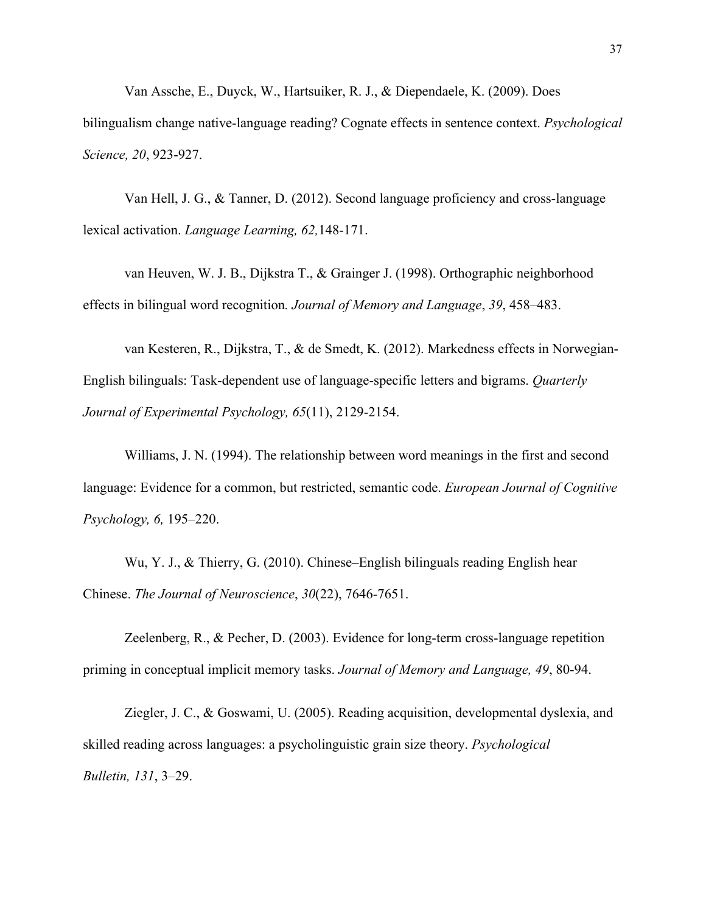Van Assche, E., Duyck, W., Hartsuiker, R. J., & Diependaele, K. (2009). Does bilingualism change native-language reading? Cognate effects in sentence context. *Psychological Science, 20*, 923-927.

Van Hell, J. G., & Tanner, D. (2012). Second language proficiency and cross-language lexical activation. *Language Learning, 62,*148-171.

van Heuven, W. J. B., Dijkstra T., & Grainger J. (1998). Orthographic neighborhood effects in bilingual word recognition*. Journal of Memory and Language*, *39*, 458–483.

van Kesteren, R., Dijkstra, T., & de Smedt, K. (2012). Markedness effects in Norwegian-English bilinguals: Task-dependent use of language-specific letters and bigrams. *Quarterly Journal of Experimental Psychology, 65*(11), 2129-2154.

Williams, J. N. (1994). The relationship between word meanings in the first and second language: Evidence for a common, but restricted, semantic code. *European Journal of Cognitive Psychology, 6,* 195–220.

Wu, Y. J., & Thierry, G. (2010). Chinese–English bilinguals reading English hear Chinese. *The Journal of Neuroscience*, *30*(22), 7646-7651.

Zeelenberg, R., & Pecher, D. (2003). Evidence for long-term cross-language repetition priming in conceptual implicit memory tasks. *Journal of Memory and Language, 49*, 80-94.

Ziegler, J. C., & Goswami, U. (2005). Reading acquisition, developmental dyslexia, and skilled reading across languages: a psycholinguistic grain size theory. *Psychological Bulletin, 131*, 3–29.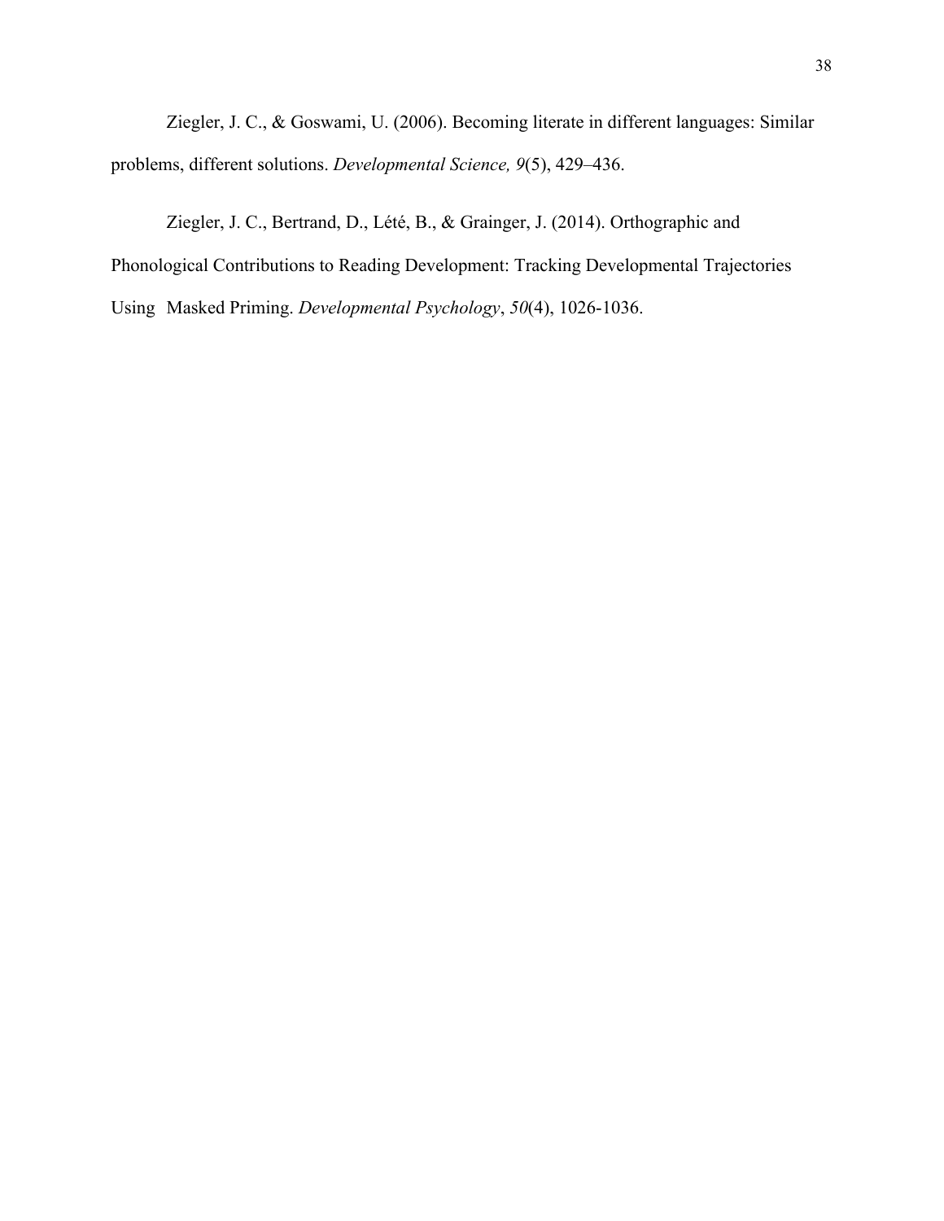Ziegler, J. C., & Goswami, U. (2006). Becoming literate in different languages: Similar problems, different solutions. *Developmental Science, 9*(5), 429–436.

Ziegler, J. C., Bertrand, D., Lété, B., & Grainger, J. (2014). Orthographic and Phonological Contributions to Reading Development: Tracking Developmental Trajectories Using Masked Priming. *Developmental Psychology*, *50*(4), 1026-1036.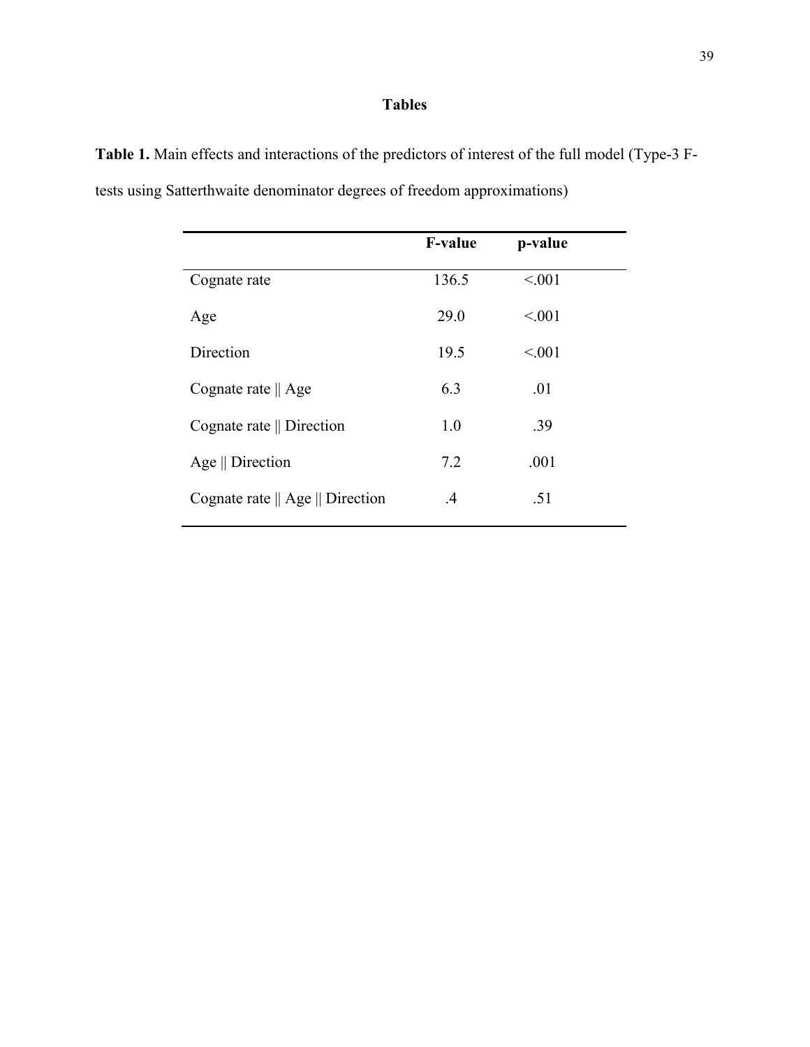## Tables

**Table 1.** Main effects and interactions of the predictors of interest of the full model (Type-3 F-tests using Satterthwaite denominator degrees of freedom approximations)

| | **F-value** | **p-value** |
|---|---|---|
| Cognate rate | 136.5 | <.001 |
| Age | 29.0 | <.001 |
| Direction | 19.5 | <.001 |
| Cognate rate \|\| Age | 6.3 | .01 |
| Cognate rate \|\| Direction | 1.0 | .39 |
| Age \|\| Direction | 7.2 | .001 |
| Cognate rate \|\| Age \|\| Direction | .4 | .51 |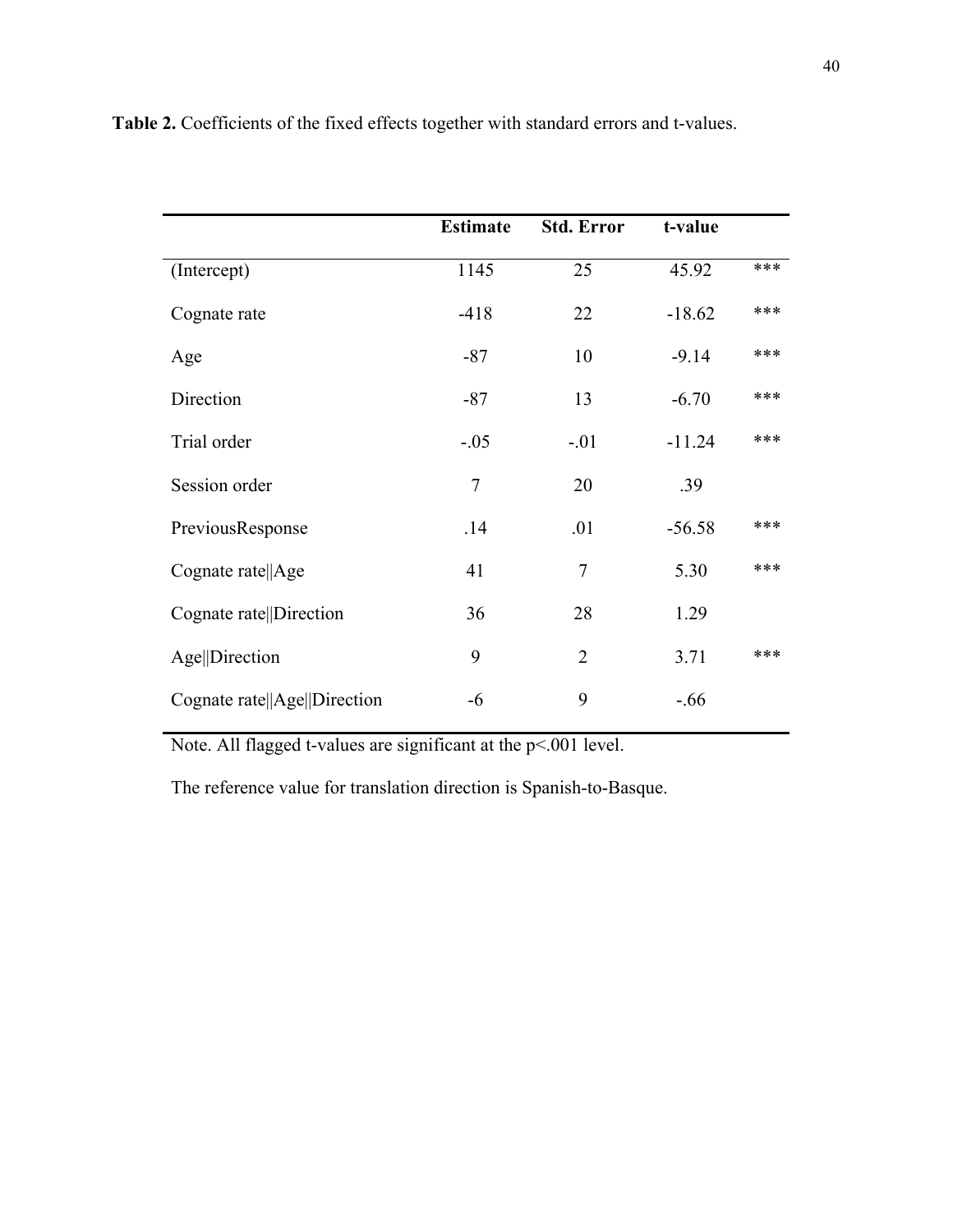**Table 2.** Coefficients of the fixed effects together with standard errors and t-values.

| | Estimate | Std. Error | t-value | |
|---|---|---|---|---|
| (Intercept) | 1145 | 25 | 45.92 | *** |
| Cognate rate | -418 | 22 | -18.62 | *** |
| Age | -87 | 10 | -9.14 | *** |
| Direction | -87 | 13 | -6.70 | *** |
| Trial order | -.05 | -.01 | -11.24 | *** |
| Session order | 7 | 20 | .39 | |
| PreviousResponse | .14 | .01 | -56.58 | *** |
| Cognate rate\|\|Age | 41 | 7 | 5.30 | *** |
| Cognate rate\|\|Direction | 36 | 28 | 1.29 | |
| Age\|\|Direction | 9 | 2 | 3.71 | *** |
| Cognate rate\|\|Age\|\|Direction | -6 | 9 | -.66 | |

Note. All flagged t-values are significant at the $p<.001$ level.

The reference value for translation direction is Spanish-to-Basque.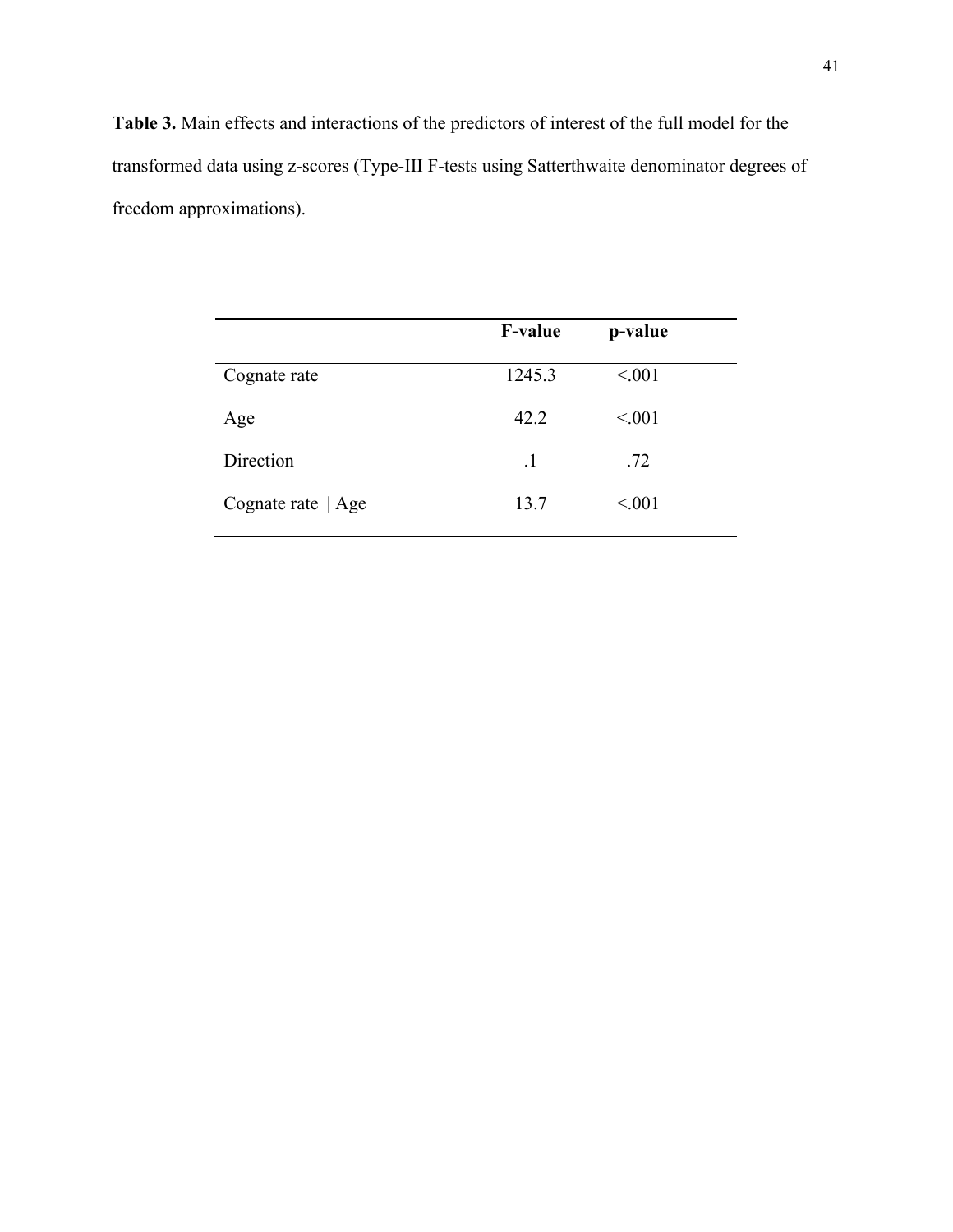**Table 3.** Main effects and interactions of the predictors of interest of the full model for the transformed data using z-scores (Type-III F-tests using Satterthwaite denominator degrees of freedom approximations).

| | F-value | p-value |
|---|---|---|
| Cognate rate | 1245.3 | <.001 |
| Age | 42.2 | <.001 |
| Direction | .1 | .72 |
| Cognate rate \|\| Age | 13.7 | <.001 |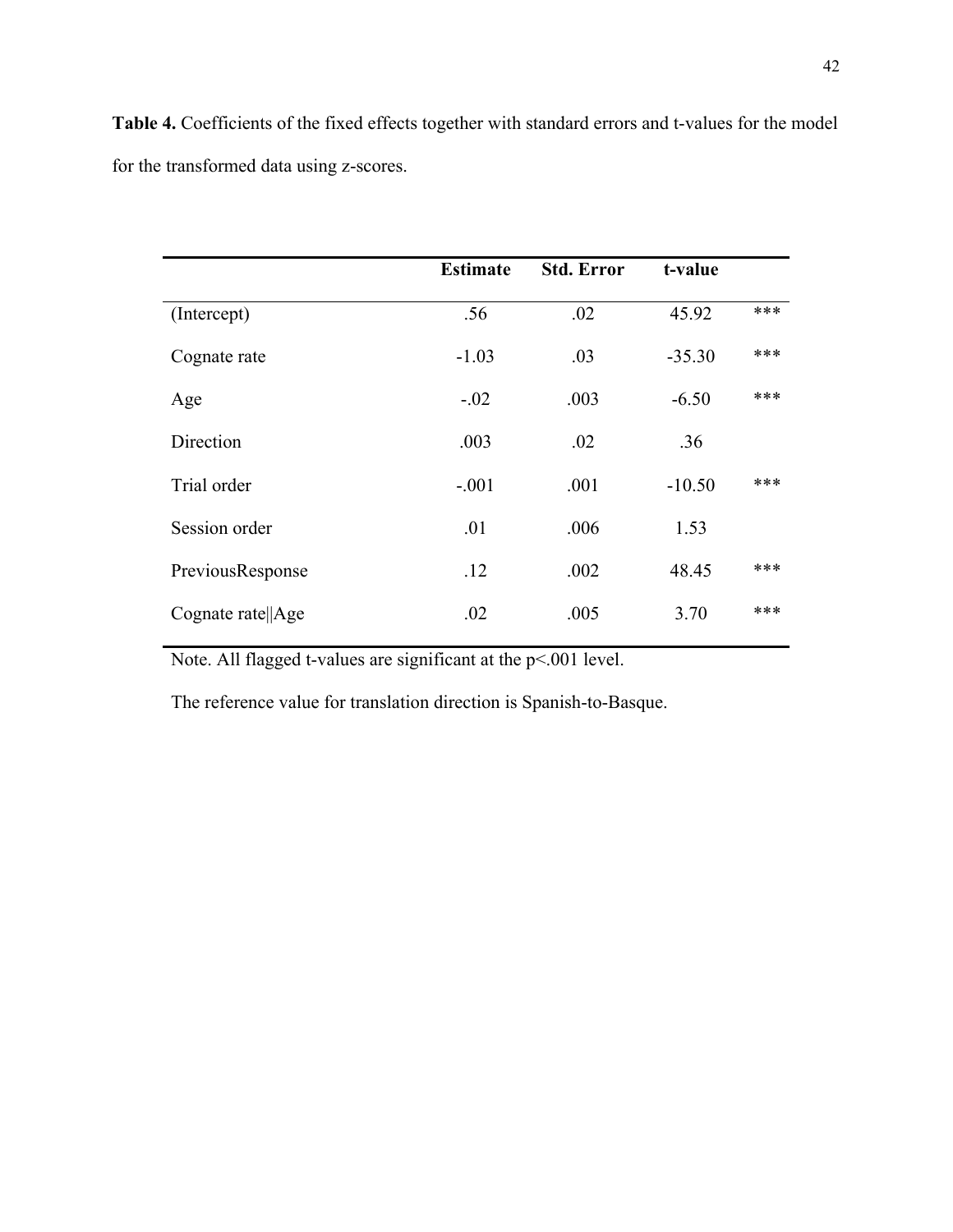**Table 4.** Coefficients of the fixed effects together with standard errors and t-values for the model for the transformed data using z-scores.

| | Estimate | Std. Error | t-value | |
|---|---|---|---|---|
| (Intercept) | .56 | .02 | 45.92 | *** |
| Cognate rate | -1.03 | .03 | -35.30 | *** |
| Age | -.02 | .003 | -6.50 | *** |
| Direction | .003 | .02 | .36 | |
| Trial order | -.001 | .001 | -10.50 | *** |
| Session order | .01 | .006 | 1.53 | |
| PreviousResponse | .12 | .002 | 48.45 | *** |
| Cognate rate‖Age | .02 | .005 | 3.70 | *** |

Note. All flagged t-values are significant at the $p<.001$ level.

The reference value for translation direction is Spanish-to-Basque.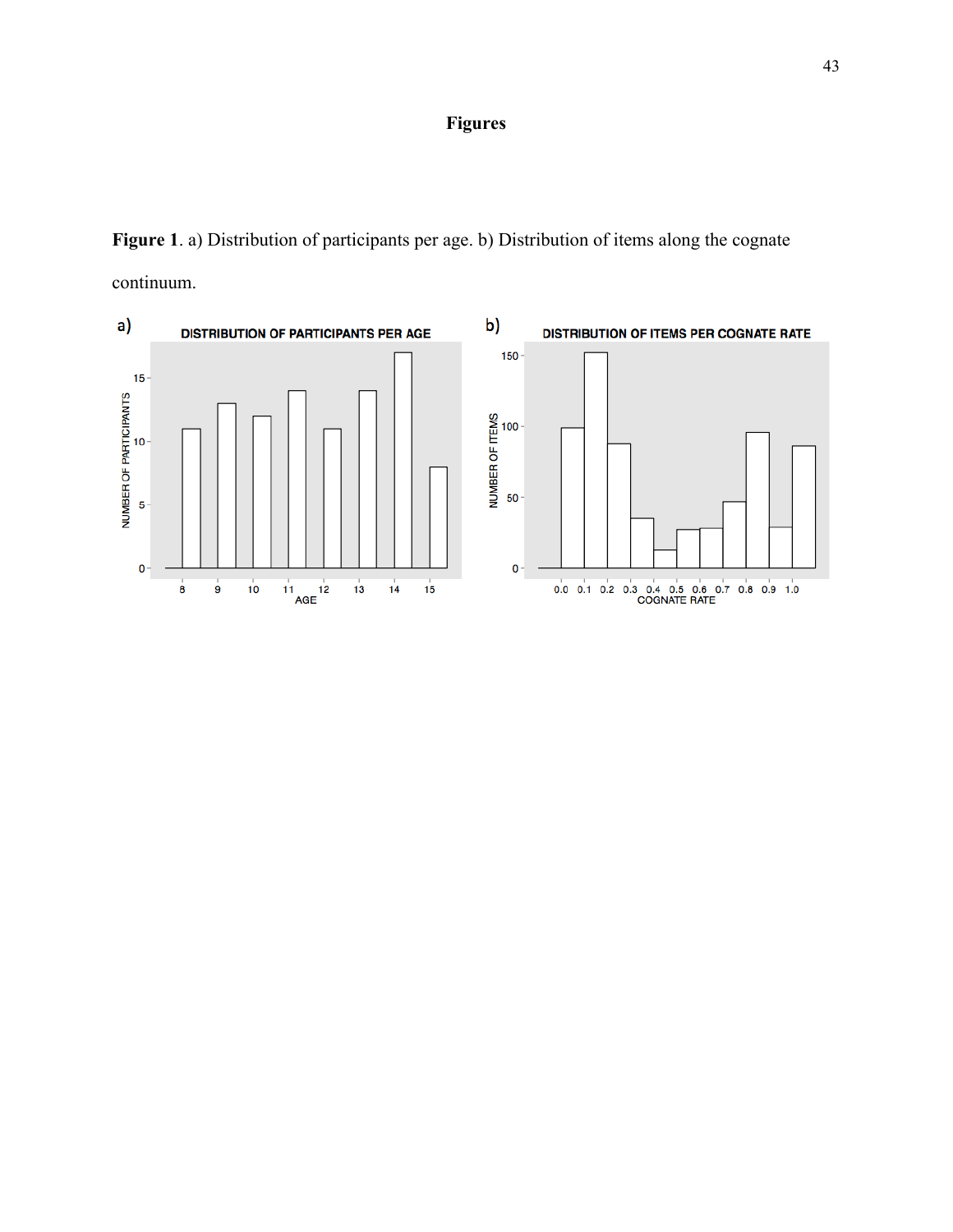# Figures

**Figure 1**. a) Distribution of participants per age. b) Distribution of items along the cognate continuum.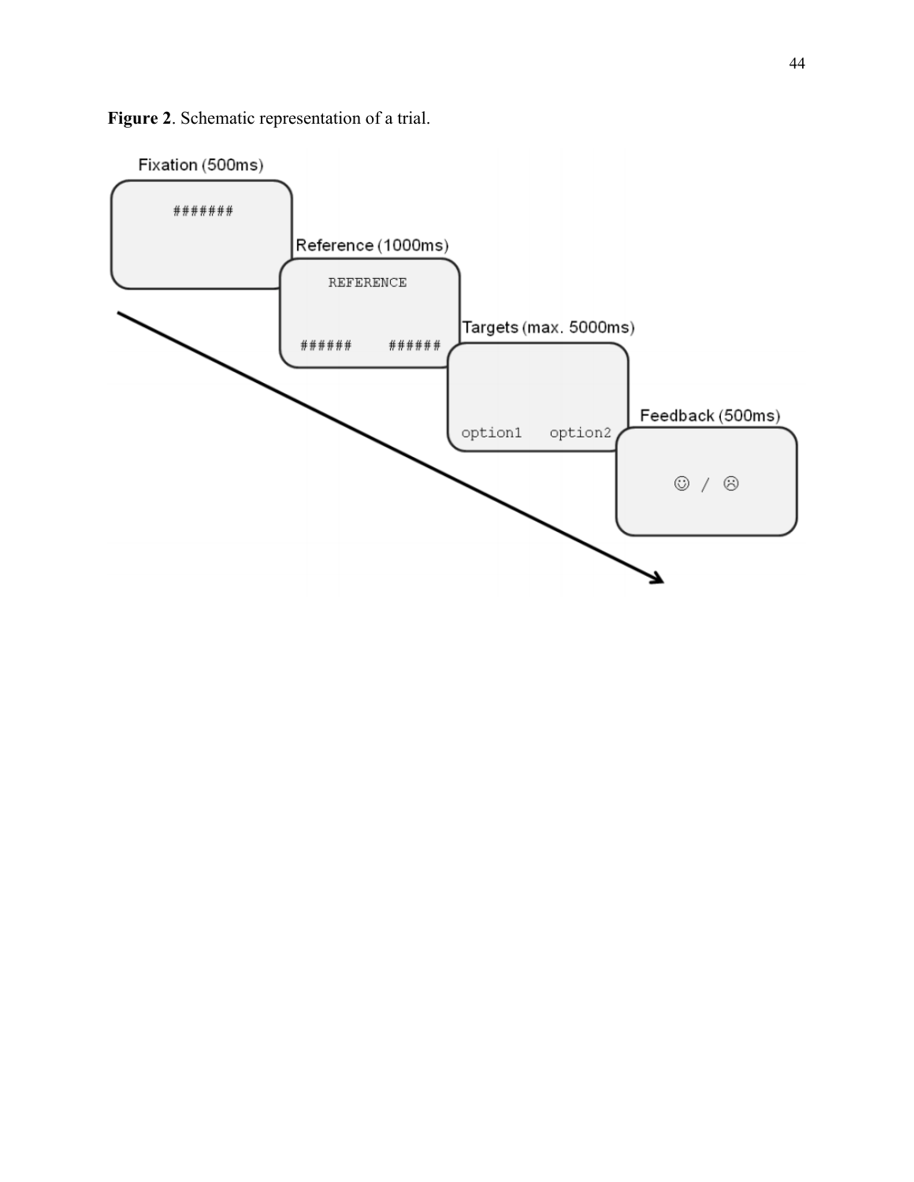**Figure 2**. Schematic representation of a trial.

Fixation (500ms)

#######

Reference (1000ms)

REFERENCE

######     ######

Targets (max. 5000ms)

option1   option2

Feedback (500ms)

☺ / ☹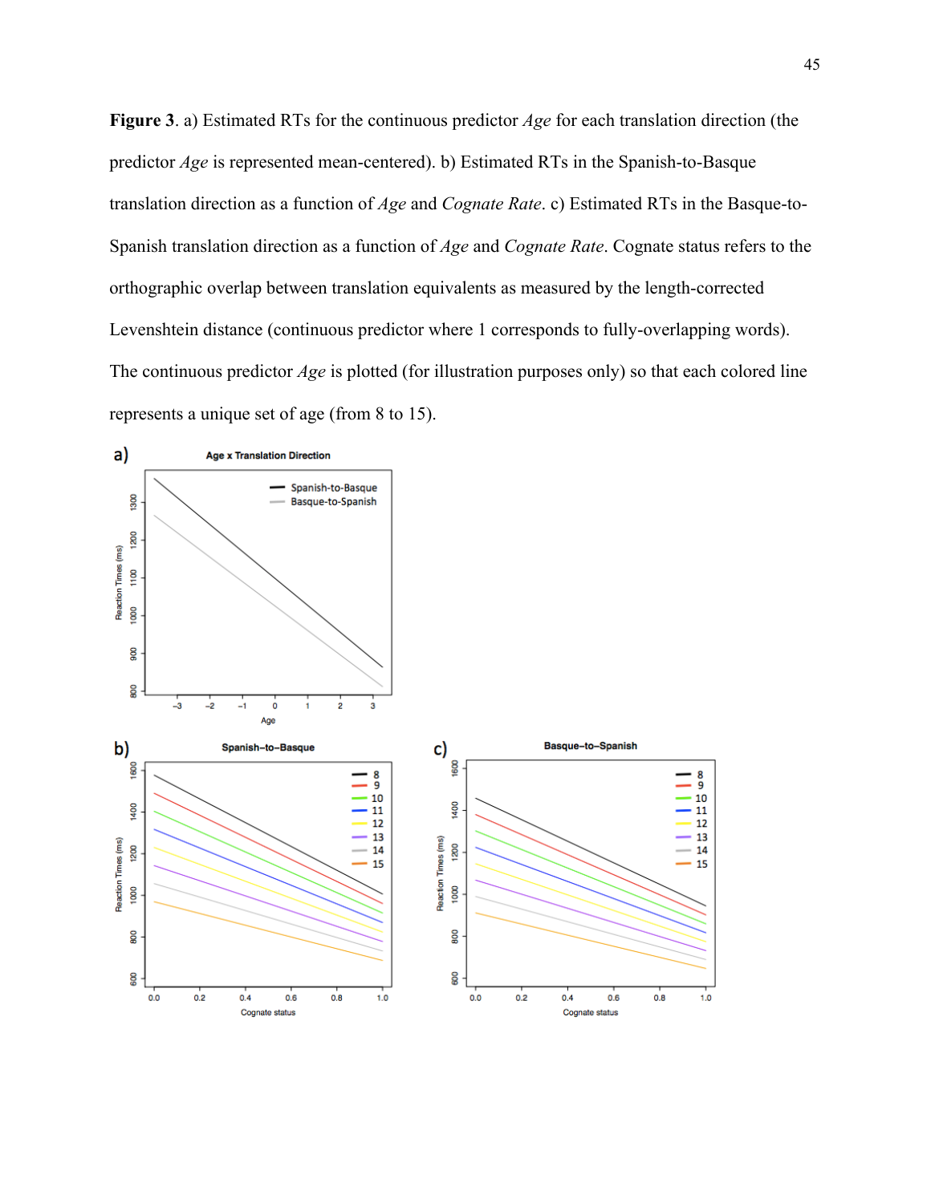**Figure 3**. a) Estimated RTs for the continuous predictor *Age* for each translation direction (the predictor *Age* is represented mean-centered). b) Estimated RTs in the Spanish-to-Basque translation direction as a function of *Age* and *Cognate Rate*. c) Estimated RTs in the Basque-to-Spanish translation direction as a function of *Age* and *Cognate Rate*. Cognate status refers to the orthographic overlap between translation equivalents as measured by the length-corrected Levenshtein distance (continuous predictor where 1 corresponds to fully-overlapping words). The continuous predictor *Age* is plotted (for illustration purposes only) so that each colored line represents a unique set of age (from 8 to 15).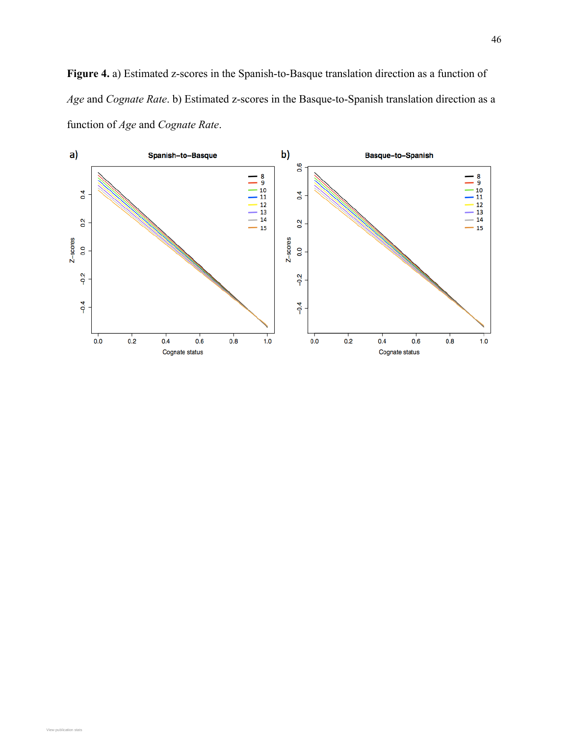**Figure 4.** a) Estimated z-scores in the Spanish-to-Basque translation direction as a function of *Age* and *Cognate Rate*. b) Estimated z-scores in the Basque-to-Spanish translation direction as a function of *Age* and *Cognate Rate*.

a)

Spanish–to–Basque

Z–scores

-0.4
-0.2
0.0
0.2
0.4

0.0
0.2
0.4
0.6
0.8
1.0

Cognate status

8
9
10
11
12
13
14
15

b)

Basque–to–Spanish

Z–scores

-0.4
-0.2
0.0
0.2
0.4
0.6

0.0
0.2
0.4
0.6
0.8
1.0

Cognate status

8
9
10
11
12
13
14
15